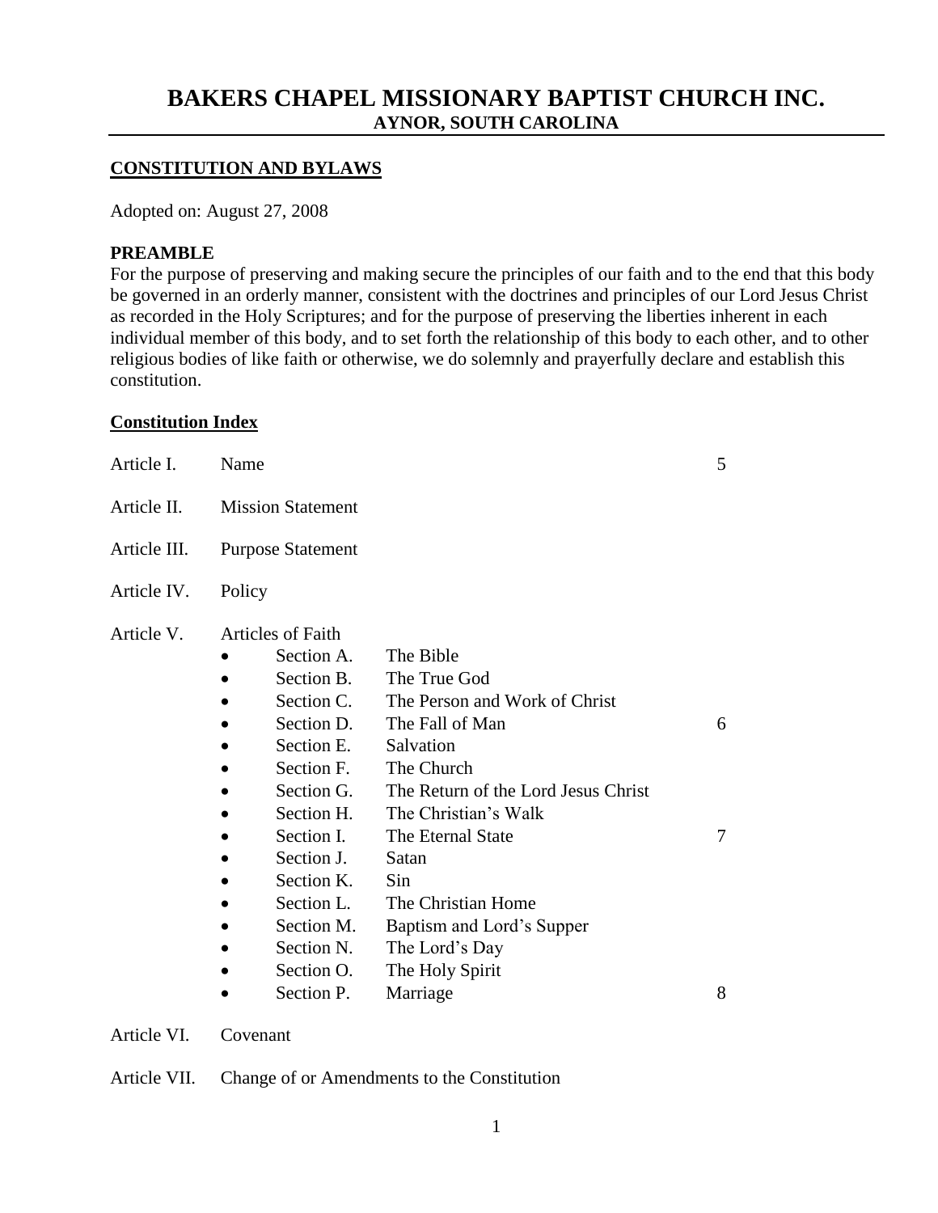# BAKERS CHAPEL MISSIONARY BAPTIST CHURCH INC.
## AYNOR, SOUTH CAROLINA

**CONSTITUTION AND BYLAWS**

Adopted on: August 27, 2008

**PREAMBLE**
For the purpose of preserving and making secure the principles of our faith and to the end that this body be governed in an orderly manner, consistent with the doctrines and principles of our Lord Jesus Christ as recorded in the Holy Scriptures; and for the purpose of preserving the liberties inherent in each individual member of this body, and to set forth the relationship of this body to each other, and to other religious bodies of like faith or otherwise, we do solemnly and prayerfully declare and establish this constitution.

**Constitution Index**

| | | | |
|---|---|---|---|
| Article I. | Name | | 5 |
| Article II. | Mission Statement | | |
| Article III. | Purpose Statement | | |
| Article IV. | Policy | | |
| Article V. | Articles of Faith | | |
| | • Section A. | The Bible | |
| | • Section B. | The True God | |
| | • Section C. | The Person and Work of Christ | |
| | • Section D. | The Fall of Man | 6 |
| | • Section E. | Salvation | |
| | • Section F. | The Church | |
| | • Section G. | The Return of the Lord Jesus Christ | |
| | • Section H. | The Christian's Walk | |
| | • Section I. | The Eternal State | 7 |
| | • Section J. | Satan | |
| | • Section K. | Sin | |
| | • Section L. | The Christian Home | |
| | • Section M. | Baptism and Lord's Supper | |
| | • Section N. | The Lord's Day | |
| | • Section O. | The Holy Spirit | |
| | • Section P. | Marriage | 8 |
| Article VI. | Covenant | | |
| Article VII. | Change of or Amendments to the Constitution | | |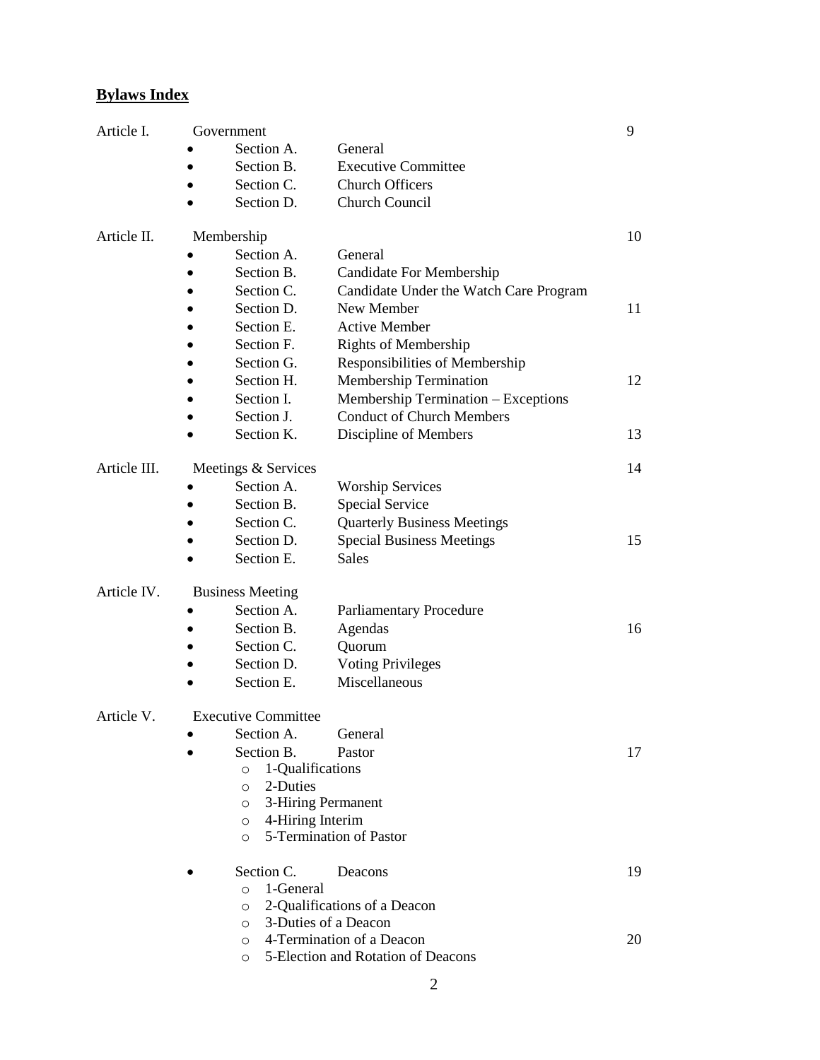**Bylaws Index**

Article I. Government 9

- Section A. General
- Section B. Executive Committee
- Section C. Church Officers
- Section D. Church Council

Article II. Membership 10

- Section A. General
- Section B. Candidate For Membership
- Section C. Candidate Under the Watch Care Program
- Section D. New Member 11
- Section E. Active Member
- Section F. Rights of Membership
- Section G. Responsibilities of Membership
- Section H. Membership Termination 12
- Section I. Membership Termination – Exceptions
- Section J. Conduct of Church Members
- Section K. Discipline of Members 13

Article III. Meetings & Services 14

- Section A. Worship Services
- Section B. Special Service
- Section C. Quarterly Business Meetings
- Section D. Special Business Meetings 15
- Section E. Sales

Article IV. Business Meeting

- Section A. Parliamentary Procedure
- Section B. Agendas 16
- Section C. Quorum
- Section D. Voting Privileges
- Section E. Miscellaneous

Article V. Executive Committee

- Section A. General
- Section B. Pastor 17
  - 1-Qualifications
  - 2-Duties
  - 3-Hiring Permanent
  - 4-Hiring Interim
  - 5-Termination of Pastor

- Section C. Deacons 19
  - 1-General
  - 2-Qualifications of a Deacon
  - 3-Duties of a Deacon
  - 4-Termination of a Deacon 20
  - 5-Election and Rotation of Deacons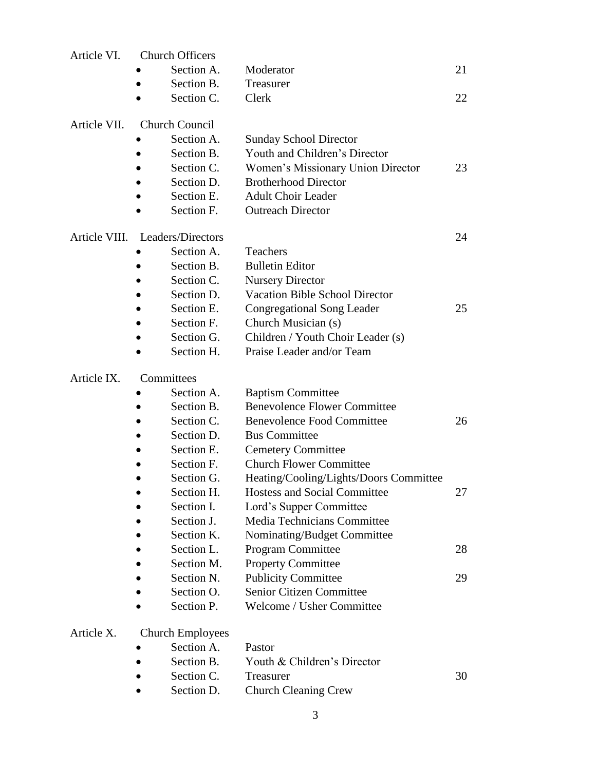Article VI. Church Officers

- Section A. Moderator 21
- Section B. Treasurer
- Section C. Clerk 22

Article VII. Church Council

- Section A. Sunday School Director
- Section B. Youth and Children's Director
- Section C. Women's Missionary Union Director 23
- Section D. Brotherhood Director
- Section E. Adult Choir Leader
- Section F. Outreach Director

Article VIII. Leaders/Directors 24

- Section A. Teachers
- Section B. Bulletin Editor
- Section C. Nursery Director
- Section D. Vacation Bible School Director
- Section E. Congregational Song Leader 25
- Section F. Church Musician (s)
- Section G. Children / Youth Choir Leader (s)
- Section H. Praise Leader and/or Team

Article IX. Committees

- Section A. Baptism Committee
- Section B. Benevolence Flower Committee
- Section C. Benevolence Food Committee 26
- Section D. Bus Committee
- Section E. Cemetery Committee
- Section F. Church Flower Committee
- Section G. Heating/Cooling/Lights/Doors Committee
- Section H. Hostess and Social Committee 27
- Section I. Lord's Supper Committee
- Section J. Media Technicians Committee
- Section K. Nominating/Budget Committee
- Section L. Program Committee 28
- Section M. Property Committee
- Section N. Publicity Committee 29
- Section O. Senior Citizen Committee
- Section P. Welcome / Usher Committee

Article X. Church Employees

- Section A. Pastor
- Section B. Youth & Children's Director
- Section C. Treasurer 30
- Section D. Church Cleaning Crew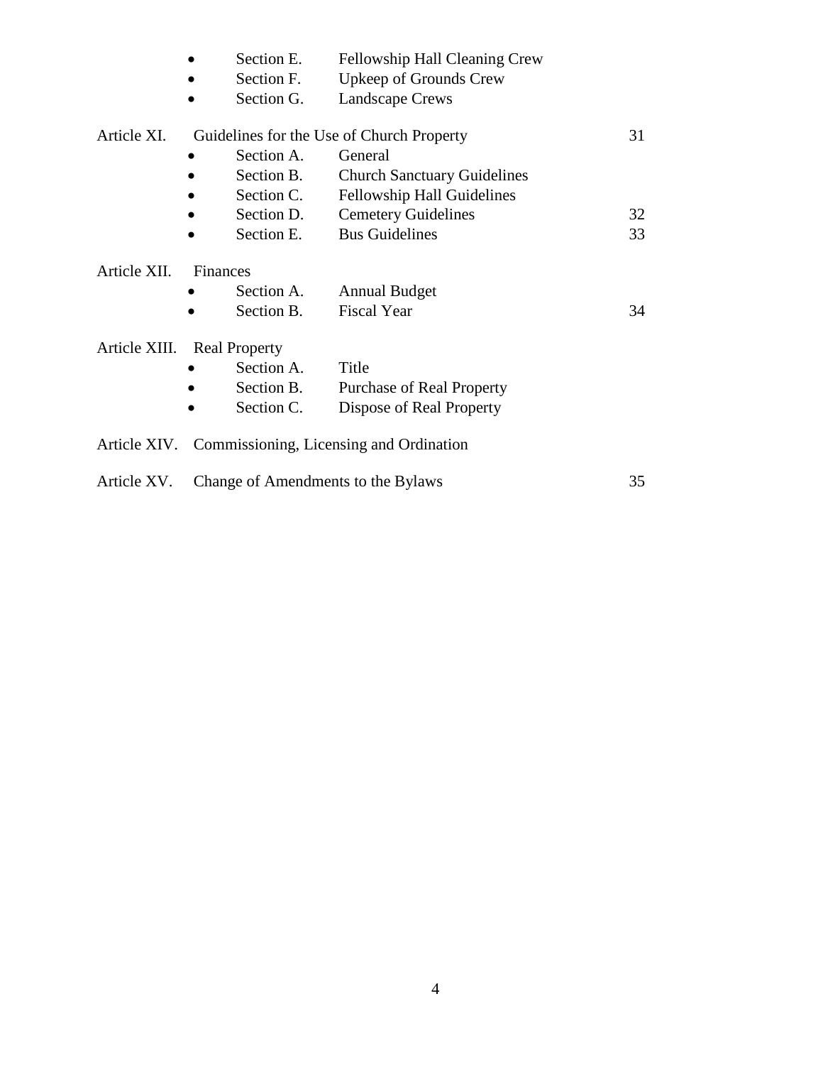- Section E. Fellowship Hall Cleaning Crew
- Section F. Upkeep of Grounds Crew
- Section G. Landscape Crews

Article XI. Guidelines for the Use of Church Property 31

- Section A. General
- Section B. Church Sanctuary Guidelines
- Section C. Fellowship Hall Guidelines
- Section D. Cemetery Guidelines 32
- Section E. Bus Guidelines 33

Article XII. Finances

- Section A. Annual Budget
- Section B. Fiscal Year 34

Article XIII. Real Property

- Section A. Title
- Section B. Purchase of Real Property
- Section C. Dispose of Real Property

Article XIV. Commissioning, Licensing and Ordination

Article XV. Change of Amendments to the Bylaws 35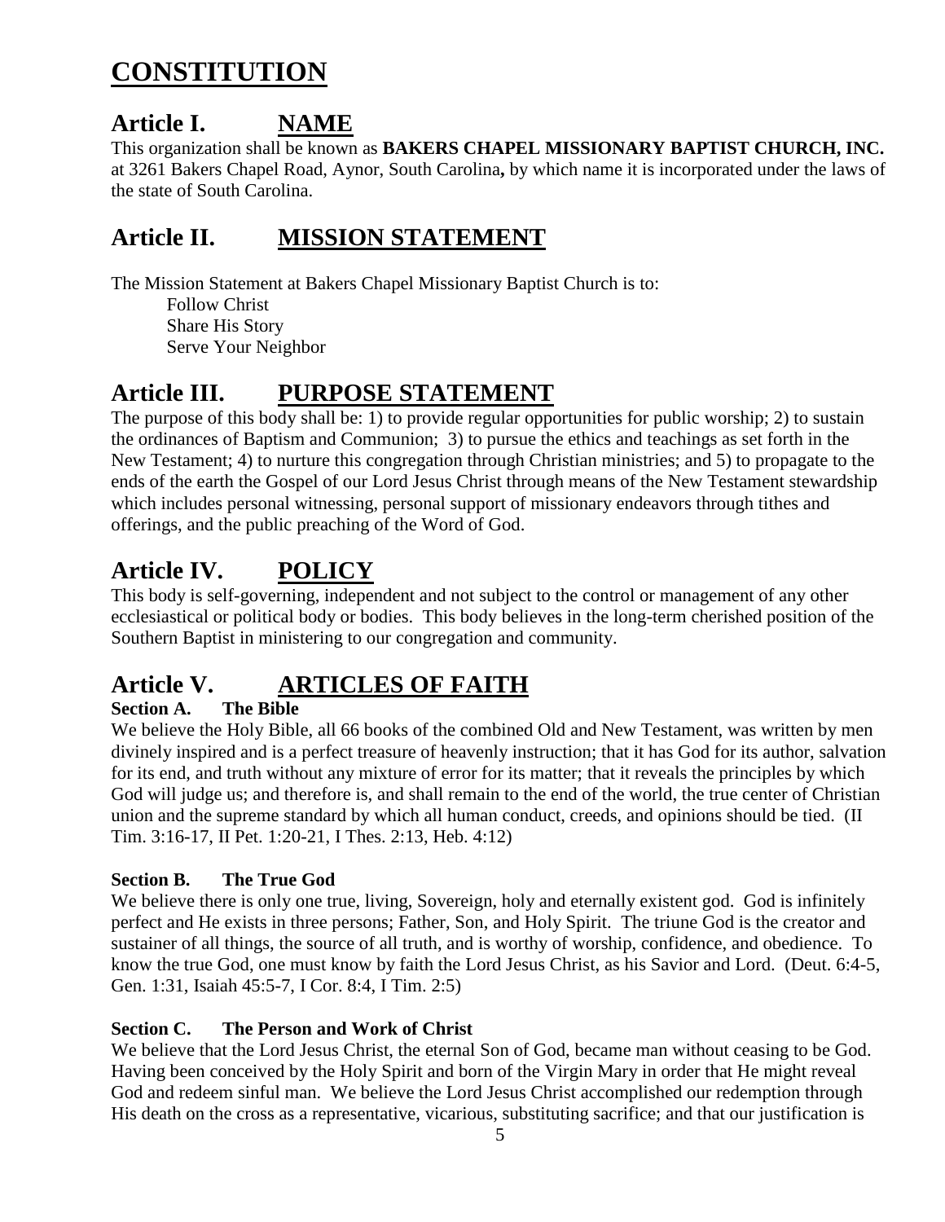# CONSTITUTION

## Article I. NAME

This organization shall be known as **BAKERS CHAPEL MISSIONARY BAPTIST CHURCH, INC.** at 3261 Bakers Chapel Road, Aynor, South Carolina**,** by which name it is incorporated under the laws of the state of South Carolina.

## Article II. MISSION STATEMENT

The Mission Statement at Bakers Chapel Missionary Baptist Church is to:

Follow Christ
Share His Story
Serve Your Neighbor

## Article III. PURPOSE STATEMENT

The purpose of this body shall be: 1) to provide regular opportunities for public worship; 2) to sustain the ordinances of Baptism and Communion; 3) to pursue the ethics and teachings as set forth in the New Testament; 4) to nurture this congregation through Christian ministries; and 5) to propagate to the ends of the earth the Gospel of our Lord Jesus Christ through means of the New Testament stewardship which includes personal witnessing, personal support of missionary endeavors through tithes and offerings, and the public preaching of the Word of God.

## Article IV. POLICY

This body is self-governing, independent and not subject to the control or management of any other ecclesiastical or political body or bodies. This body believes in the long-term cherished position of the Southern Baptist in ministering to our congregation and community.

## Article V. ARTICLES OF FAITH

### Section A. The Bible

We believe the Holy Bible, all 66 books of the combined Old and New Testament, was written by men divinely inspired and is a perfect treasure of heavenly instruction; that it has God for its author, salvation for its end, and truth without any mixture of error for its matter; that it reveals the principles by which God will judge us; and therefore is, and shall remain to the end of the world, the true center of Christian union and the supreme standard by which all human conduct, creeds, and opinions should be tied. (II Tim. 3:16-17, II Pet. 1:20-21, I Thes. 2:13, Heb. 4:12)

### Section B. The True God

We believe there is only one true, living, Sovereign, holy and eternally existent god. God is infinitely perfect and He exists in three persons; Father, Son, and Holy Spirit. The triune God is the creator and sustainer of all things, the source of all truth, and is worthy of worship, confidence, and obedience. To know the true God, one must know by faith the Lord Jesus Christ, as his Savior and Lord. (Deut. 6:4-5, Gen. 1:31, Isaiah 45:5-7, I Cor. 8:4, I Tim. 2:5)

### Section C. The Person and Work of Christ

We believe that the Lord Jesus Christ, the eternal Son of God, became man without ceasing to be God. Having been conceived by the Holy Spirit and born of the Virgin Mary in order that He might reveal God and redeem sinful man. We believe the Lord Jesus Christ accomplished our redemption through His death on the cross as a representative, vicarious, substituting sacrifice; and that our justification is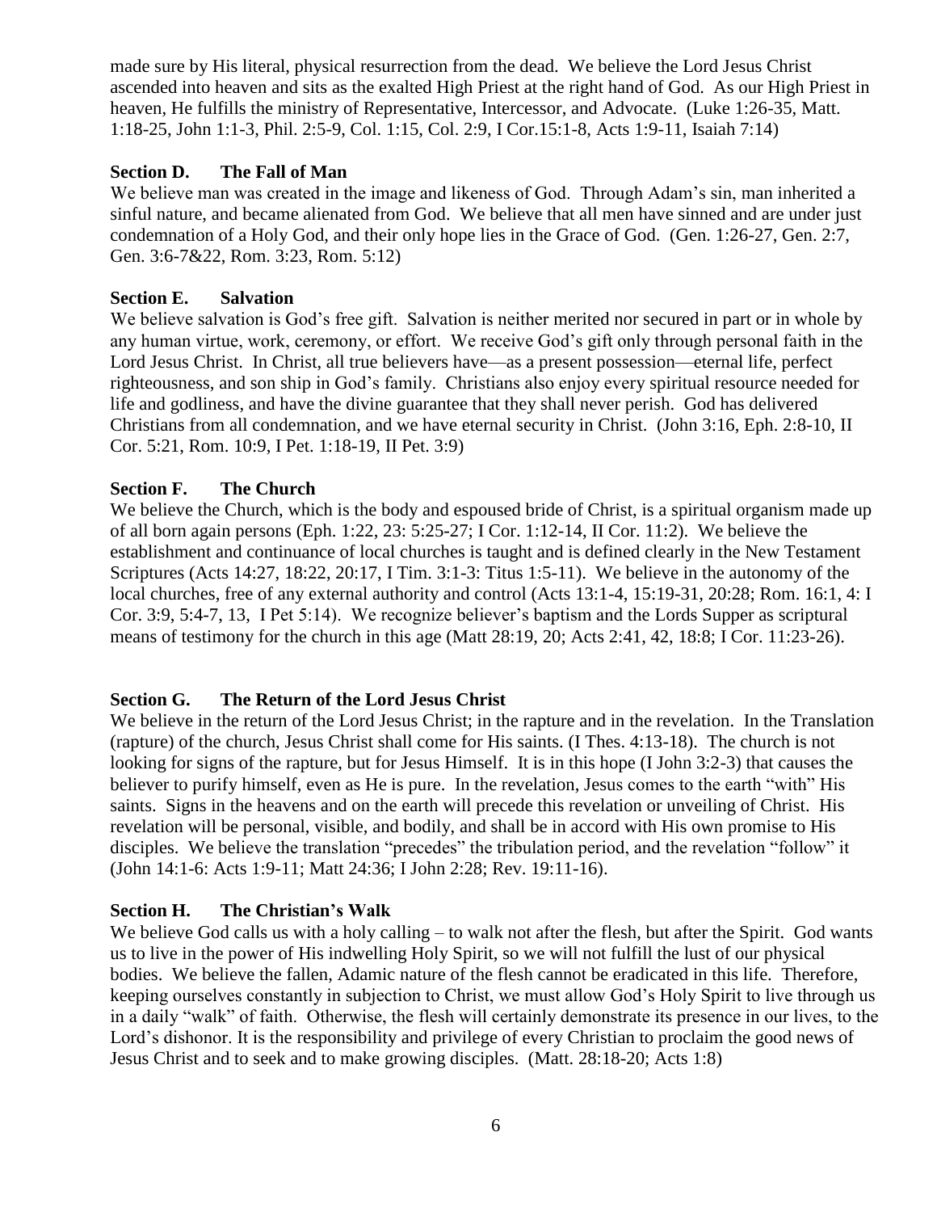made sure by His literal, physical resurrection from the dead. We believe the Lord Jesus Christ ascended into heaven and sits as the exalted High Priest at the right hand of God. As our High Priest in heaven, He fulfills the ministry of Representative, Intercessor, and Advocate. (Luke 1:26-35, Matt. 1:18-25, John 1:1-3, Phil. 2:5-9, Col. 1:15, Col. 2:9, I Cor.15:1-8, Acts 1:9-11, Isaiah 7:14)

### Section D. The Fall of Man

We believe man was created in the image and likeness of God. Through Adam's sin, man inherited a sinful nature, and became alienated from God. We believe that all men have sinned and are under just condemnation of a Holy God, and their only hope lies in the Grace of God. (Gen. 1:26-27, Gen. 2:7, Gen. 3:6-7&22, Rom. 3:23, Rom. 5:12)

### Section E. Salvation

We believe salvation is God's free gift. Salvation is neither merited nor secured in part or in whole by any human virtue, work, ceremony, or effort. We receive God's gift only through personal faith in the Lord Jesus Christ. In Christ, all true believers have—as a present possession—eternal life, perfect righteousness, and son ship in God's family. Christians also enjoy every spiritual resource needed for life and godliness, and have the divine guarantee that they shall never perish. God has delivered Christians from all condemnation, and we have eternal security in Christ. (John 3:16, Eph. 2:8-10, II Cor. 5:21, Rom. 10:9, I Pet. 1:18-19, II Pet. 3:9)

### Section F. The Church

We believe the Church, which is the body and espoused bride of Christ, is a spiritual organism made up of all born again persons (Eph. 1:22, 23: 5:25-27; I Cor. 1:12-14, II Cor. 11:2). We believe the establishment and continuance of local churches is taught and is defined clearly in the New Testament Scriptures (Acts 14:27, 18:22, 20:17, I Tim. 3:1-3: Titus 1:5-11). We believe in the autonomy of the local churches, free of any external authority and control (Acts 13:1-4, 15:19-31, 20:28; Rom. 16:1, 4: I Cor. 3:9, 5:4-7, 13, I Pet 5:14). We recognize believer's baptism and the Lords Supper as scriptural means of testimony for the church in this age (Matt 28:19, 20; Acts 2:41, 42, 18:8; I Cor. 11:23-26).

### Section G. The Return of the Lord Jesus Christ

We believe in the return of the Lord Jesus Christ; in the rapture and in the revelation. In the Translation (rapture) of the church, Jesus Christ shall come for His saints. (I Thes. 4:13-18). The church is not looking for signs of the rapture, but for Jesus Himself. It is in this hope (I John 3:2-3) that causes the believer to purify himself, even as He is pure. In the revelation, Jesus comes to the earth "with" His saints. Signs in the heavens and on the earth will precede this revelation or unveiling of Christ. His revelation will be personal, visible, and bodily, and shall be in accord with His own promise to His disciples. We believe the translation "precedes" the tribulation period, and the revelation "follow" it (John 14:1-6: Acts 1:9-11; Matt 24:36; I John 2:28; Rev. 19:11-16).

### Section H. The Christian's Walk

We believe God calls us with a holy calling – to walk not after the flesh, but after the Spirit. God wants us to live in the power of His indwelling Holy Spirit, so we will not fulfill the lust of our physical bodies. We believe the fallen, Adamic nature of the flesh cannot be eradicated in this life. Therefore, keeping ourselves constantly in subjection to Christ, we must allow God's Holy Spirit to live through us in a daily "walk" of faith. Otherwise, the flesh will certainly demonstrate its presence in our lives, to the Lord's dishonor. It is the responsibility and privilege of every Christian to proclaim the good news of Jesus Christ and to seek and to make growing disciples. (Matt. 28:18-20; Acts 1:8)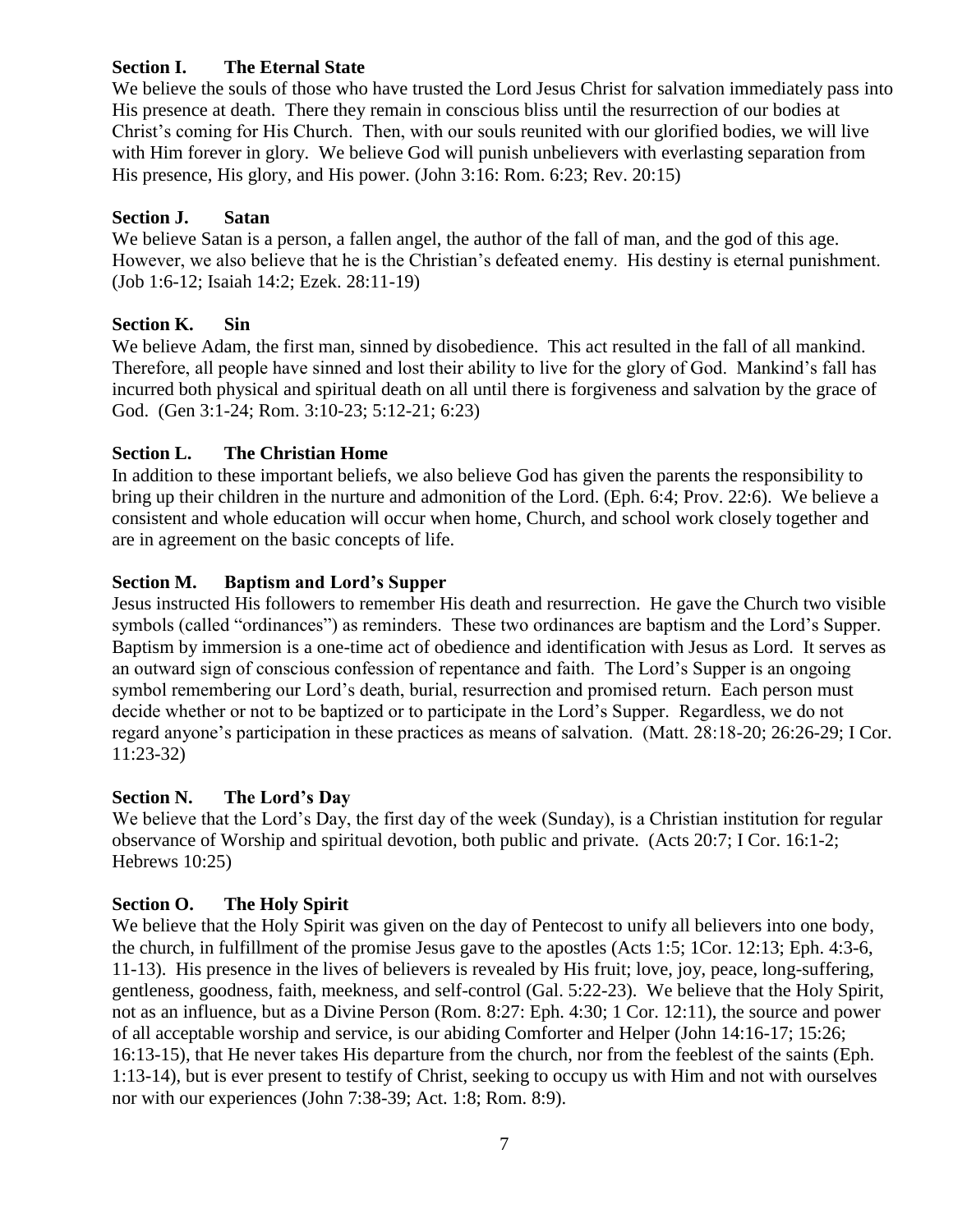### Section I. The Eternal State

We believe the souls of those who have trusted the Lord Jesus Christ for salvation immediately pass into His presence at death. There they remain in conscious bliss until the resurrection of our bodies at Christ's coming for His Church. Then, with our souls reunited with our glorified bodies, we will live with Him forever in glory. We believe God will punish unbelievers with everlasting separation from His presence, His glory, and His power. (John 3:16: Rom. 6:23; Rev. 20:15)

### Section J. Satan

We believe Satan is a person, a fallen angel, the author of the fall of man, and the god of this age. However, we also believe that he is the Christian's defeated enemy. His destiny is eternal punishment. (Job 1:6-12; Isaiah 14:2; Ezek. 28:11-19)

### Section K. Sin

We believe Adam, the first man, sinned by disobedience. This act resulted in the fall of all mankind. Therefore, all people have sinned and lost their ability to live for the glory of God. Mankind's fall has incurred both physical and spiritual death on all until there is forgiveness and salvation by the grace of God. (Gen 3:1-24; Rom. 3:10-23; 5:12-21; 6:23)

### Section L. The Christian Home

In addition to these important beliefs, we also believe God has given the parents the responsibility to bring up their children in the nurture and admonition of the Lord. (Eph. 6:4; Prov. 22:6). We believe a consistent and whole education will occur when home, Church, and school work closely together and are in agreement on the basic concepts of life.

### Section M. Baptism and Lord's Supper

Jesus instructed His followers to remember His death and resurrection. He gave the Church two visible symbols (called "ordinances") as reminders. These two ordinances are baptism and the Lord's Supper. Baptism by immersion is a one-time act of obedience and identification with Jesus as Lord. It serves as an outward sign of conscious confession of repentance and faith. The Lord's Supper is an ongoing symbol remembering our Lord's death, burial, resurrection and promised return. Each person must decide whether or not to be baptized or to participate in the Lord's Supper. Regardless, we do not regard anyone's participation in these practices as means of salvation. (Matt. 28:18-20; 26:26-29; I Cor. 11:23-32)

### Section N. The Lord's Day

We believe that the Lord's Day, the first day of the week (Sunday), is a Christian institution for regular observance of Worship and spiritual devotion, both public and private. (Acts 20:7; I Cor. 16:1-2; Hebrews 10:25)

### Section O. The Holy Spirit

We believe that the Holy Spirit was given on the day of Pentecost to unify all believers into one body, the church, in fulfillment of the promise Jesus gave to the apostles (Acts 1:5; 1Cor. 12:13; Eph. 4:3-6, 11-13). His presence in the lives of believers is revealed by His fruit; love, joy, peace, long-suffering, gentleness, goodness, faith, meekness, and self-control (Gal. 5:22-23). We believe that the Holy Spirit, not as an influence, but as a Divine Person (Rom. 8:27: Eph. 4:30; 1 Cor. 12:11), the source and power of all acceptable worship and service, is our abiding Comforter and Helper (John 14:16-17; 15:26; 16:13-15), that He never takes His departure from the church, nor from the feeblest of the saints (Eph. 1:13-14), but is ever present to testify of Christ, seeking to occupy us with Him and not with ourselves nor with our experiences (John 7:38-39; Act. 1:8; Rom. 8:9).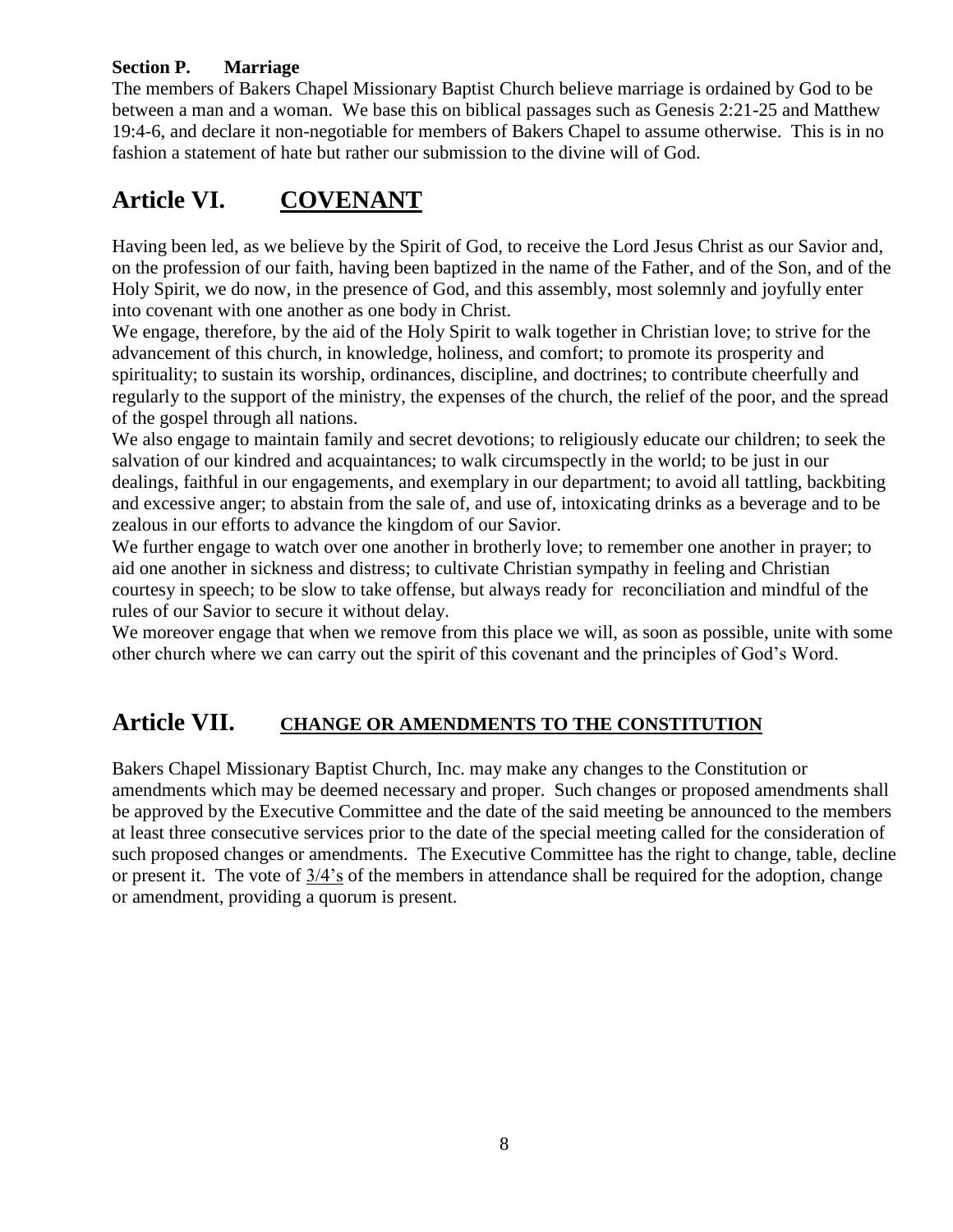**Section P. Marriage**

The members of Bakers Chapel Missionary Baptist Church believe marriage is ordained by God to be between a man and a woman. We base this on biblical passages such as Genesis 2:21-25 and Matthew 19:4-6, and declare it non-negotiable for members of Bakers Chapel to assume otherwise. This is in no fashion a statement of hate but rather our submission to the divine will of God.

# Article VI. COVENANT

Having been led, as we believe by the Spirit of God, to receive the Lord Jesus Christ as our Savior and, on the profession of our faith, having been baptized in the name of the Father, and of the Son, and of the Holy Spirit, we do now, in the presence of God, and this assembly, most solemnly and joyfully enter into covenant with one another as one body in Christ.

We engage, therefore, by the aid of the Holy Spirit to walk together in Christian love; to strive for the advancement of this church, in knowledge, holiness, and comfort; to promote its prosperity and spirituality; to sustain its worship, ordinances, discipline, and doctrines; to contribute cheerfully and regularly to the support of the ministry, the expenses of the church, the relief of the poor, and the spread of the gospel through all nations.

We also engage to maintain family and secret devotions; to religiously educate our children; to seek the salvation of our kindred and acquaintances; to walk circumspectly in the world; to be just in our dealings, faithful in our engagements, and exemplary in our department; to avoid all tattling, backbiting and excessive anger; to abstain from the sale of, and use of, intoxicating drinks as a beverage and to be zealous in our efforts to advance the kingdom of our Savior.

We further engage to watch over one another in brotherly love; to remember one another in prayer; to aid one another in sickness and distress; to cultivate Christian sympathy in feeling and Christian courtesy in speech; to be slow to take offense, but always ready for reconciliation and mindful of the rules of our Savior to secure it without delay.

We moreover engage that when we remove from this place we will, as soon as possible, unite with some other church where we can carry out the spirit of this covenant and the principles of God's Word.

# Article VII. CHANGE OR AMENDMENTS TO THE CONSTITUTION

Bakers Chapel Missionary Baptist Church, Inc. may make any changes to the Constitution or amendments which may be deemed necessary and proper. Such changes or proposed amendments shall be approved by the Executive Committee and the date of the said meeting be announced to the members at least three consecutive services prior to the date of the special meeting called for the consideration of such proposed changes or amendments. The Executive Committee has the right to change, table, decline or present it. The vote of 3/4's of the members in attendance shall be required for the adoption, change or amendment, providing a quorum is present.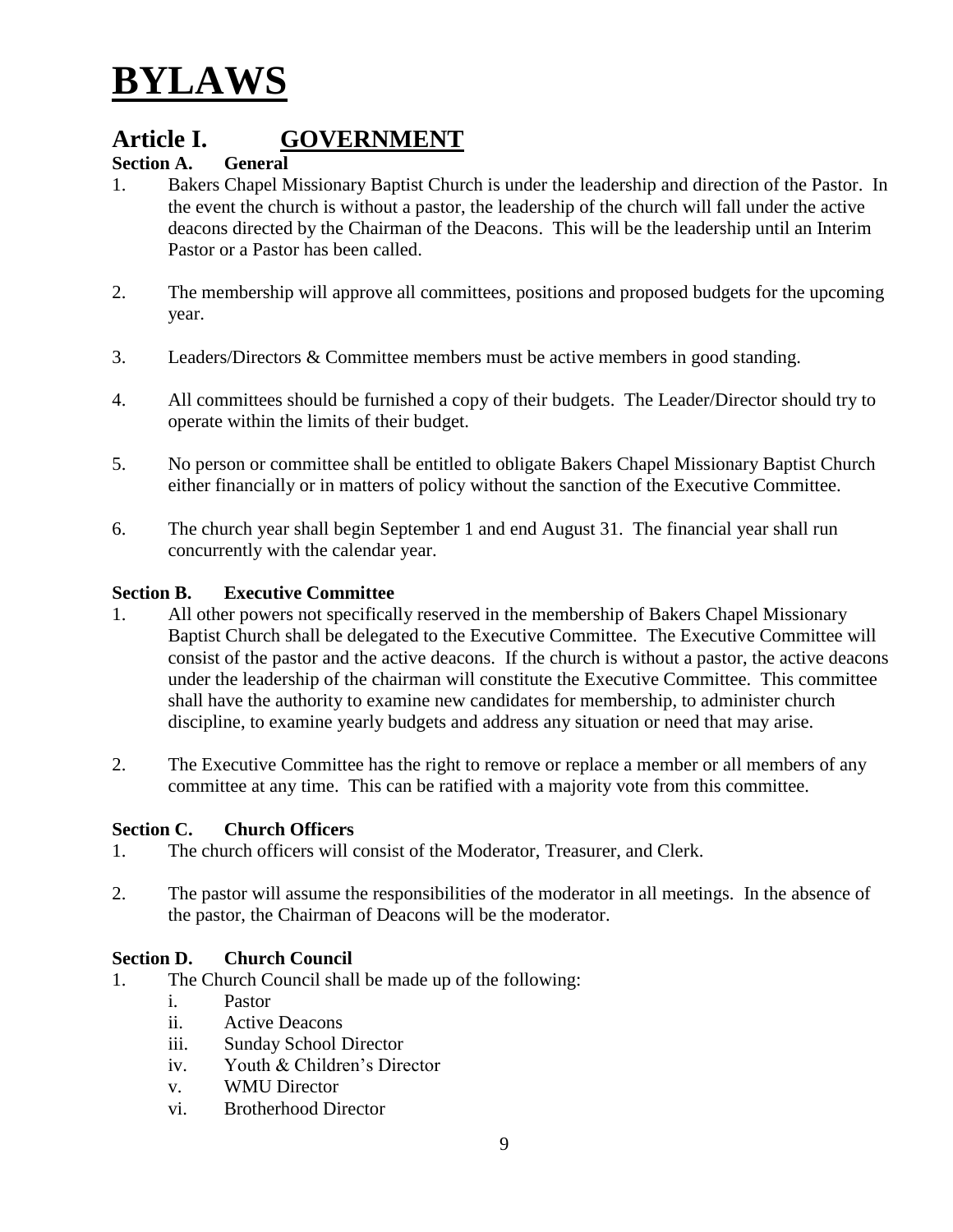# BYLAWS

## Article I. GOVERNMENT

### Section A. General

1. Bakers Chapel Missionary Baptist Church is under the leadership and direction of the Pastor. In the event the church is without a pastor, the leadership of the church will fall under the active deacons directed by the Chairman of the Deacons. This will be the leadership until an Interim Pastor or a Pastor has been called.

2. The membership will approve all committees, positions and proposed budgets for the upcoming year.

3. Leaders/Directors & Committee members must be active members in good standing.

4. All committees should be furnished a copy of their budgets. The Leader/Director should try to operate within the limits of their budget.

5. No person or committee shall be entitled to obligate Bakers Chapel Missionary Baptist Church either financially or in matters of policy without the sanction of the Executive Committee.

6. The church year shall begin September 1 and end August 31. The financial year shall run concurrently with the calendar year.

### Section B. Executive Committee

1. All other powers not specifically reserved in the membership of Bakers Chapel Missionary Baptist Church shall be delegated to the Executive Committee. The Executive Committee will consist of the pastor and the active deacons. If the church is without a pastor, the active deacons under the leadership of the chairman will constitute the Executive Committee. This committee shall have the authority to examine new candidates for membership, to administer church discipline, to examine yearly budgets and address any situation or need that may arise.

2. The Executive Committee has the right to remove or replace a member or all members of any committee at any time. This can be ratified with a majority vote from this committee.

### Section C. Church Officers

1. The church officers will consist of the Moderator, Treasurer, and Clerk.

2. The pastor will assume the responsibilities of the moderator in all meetings. In the absence of the pastor, the Chairman of Deacons will be the moderator.

### Section D. Church Council

1. The Church Council shall be made up of the following:
   - i. Pastor
   - ii. Active Deacons
   - iii. Sunday School Director
   - iv. Youth & Children's Director
   - v. WMU Director
   - vi. Brotherhood Director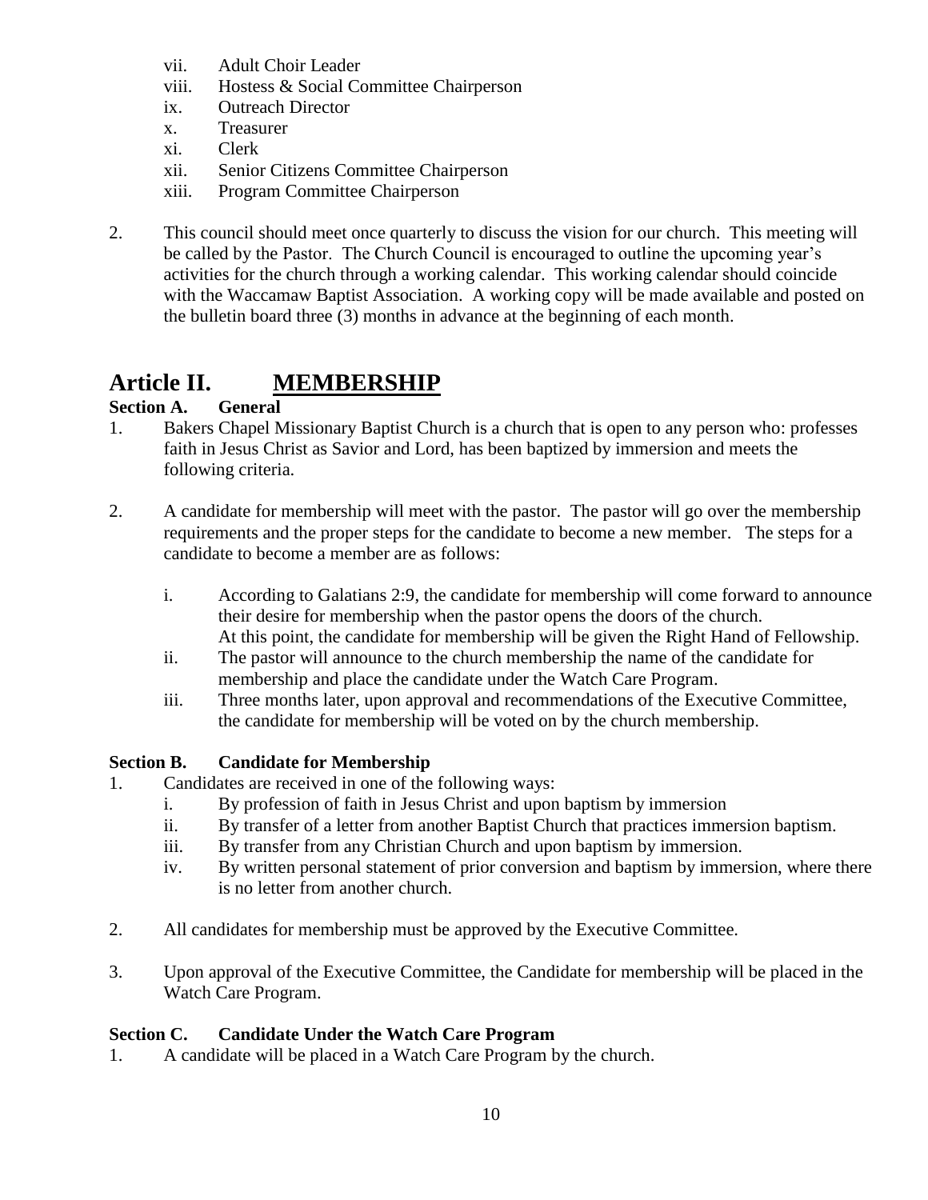vii. Adult Choir Leader
viii. Hostess & Social Committee Chairperson
ix. Outreach Director
x. Treasurer
xi. Clerk
xii. Senior Citizens Committee Chairperson
xiii. Program Committee Chairperson

2. This council should meet once quarterly to discuss the vision for our church. This meeting will be called by the Pastor. The Church Council is encouraged to outline the upcoming year's activities for the church through a working calendar. This working calendar should coincide with the Waccamaw Baptist Association. A working copy will be made available and posted on the bulletin board three (3) months in advance at the beginning of each month.

# Article II. <u>MEMBERSHIP</u>

### Section A. General

1. Bakers Chapel Missionary Baptist Church is a church that is open to any person who: professes faith in Jesus Christ as Savior and Lord, has been baptized by immersion and meets the following criteria.

2. A candidate for membership will meet with the pastor. The pastor will go over the membership requirements and the proper steps for the candidate to become a new member. The steps for a candidate to become a member are as follows:

   i. According to Galatians 2:9, the candidate for membership will come forward to announce their desire for membership when the pastor opens the doors of the church. At this point, the candidate for membership will be given the Right Hand of Fellowship.
   ii. The pastor will announce to the church membership the name of the candidate for membership and place the candidate under the Watch Care Program.
   iii. Three months later, upon approval and recommendations of the Executive Committee, the candidate for membership will be voted on by the church membership.

### Section B. Candidate for Membership

1. Candidates are received in one of the following ways:
   i. By profession of faith in Jesus Christ and upon baptism by immersion
   ii. By transfer of a letter from another Baptist Church that practices immersion baptism.
   iii. By transfer from any Christian Church and upon baptism by immersion.
   iv. By written personal statement of prior conversion and baptism by immersion, where there is no letter from another church.

2. All candidates for membership must be approved by the Executive Committee.

3. Upon approval of the Executive Committee, the Candidate for membership will be placed in the Watch Care Program.

### Section C. Candidate Under the Watch Care Program

1. A candidate will be placed in a Watch Care Program by the church.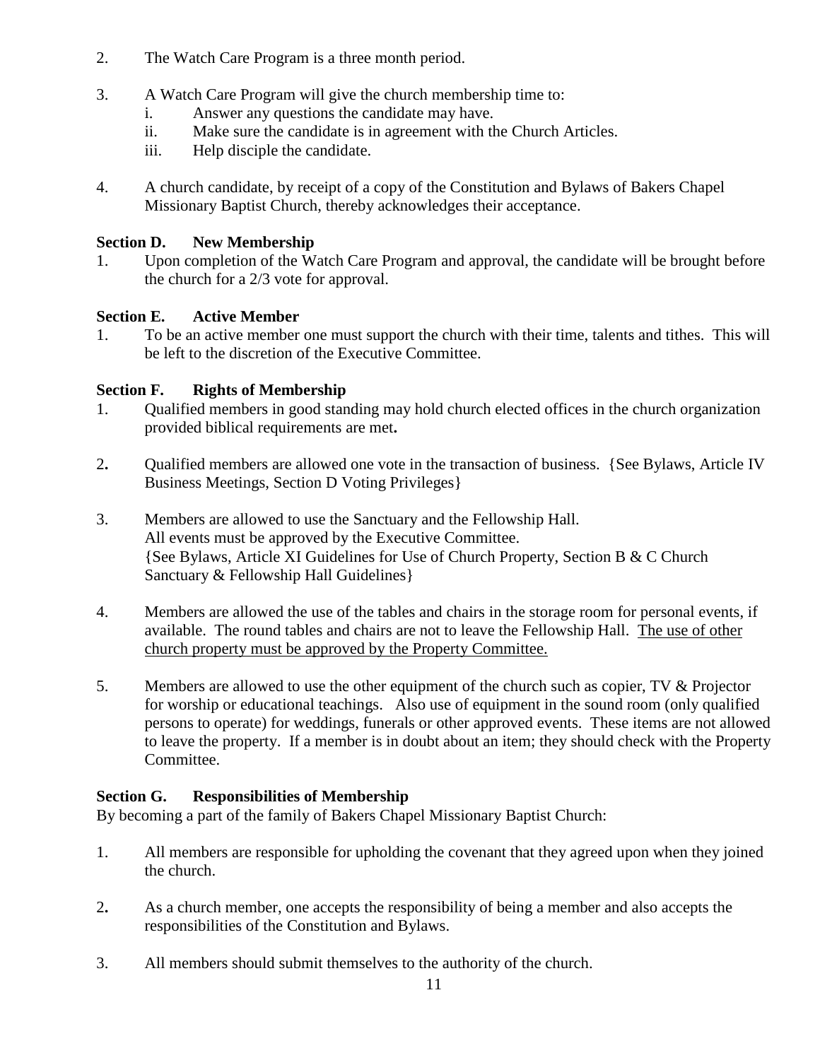2. The Watch Care Program is a three month period.

3. A Watch Care Program will give the church membership time to:
   i. Answer any questions the candidate may have.
   ii. Make sure the candidate is in agreement with the Church Articles.
   iii. Help disciple the candidate.

4. A church candidate, by receipt of a copy of the Constitution and Bylaws of Bakers Chapel Missionary Baptist Church, thereby acknowledges their acceptance.

**Section D. New Membership**

1. Upon completion of the Watch Care Program and approval, the candidate will be brought before the church for a 2/3 vote for approval.

**Section E. Active Member**

1. To be an active member one must support the church with their time, talents and tithes. This will be left to the discretion of the Executive Committee.

**Section F. Rights of Membership**

1. Qualified members in good standing may hold church elected offices in the church organization provided biblical requirements are met.

2. Qualified members are allowed one vote in the transaction of business. {See Bylaws, Article IV Business Meetings, Section D Voting Privileges}

3. Members are allowed to use the Sanctuary and the Fellowship Hall.
   All events must be approved by the Executive Committee.
   {See Bylaws, Article XI Guidelines for Use of Church Property, Section B & C Church Sanctuary & Fellowship Hall Guidelines}

4. Members are allowed the use of the tables and chairs in the storage room for personal events, if available. The round tables and chairs are not to leave the Fellowship Hall. <u>The use of other church property must be approved by the Property Committee.</u>

5. Members are allowed to use the other equipment of the church such as copier, TV & Projector for worship or educational teachings. Also use of equipment in the sound room (only qualified persons to operate) for weddings, funerals or other approved events. These items are not allowed to leave the property. If a member is in doubt about an item; they should check with the Property Committee.

**Section G. Responsibilities of Membership**

By becoming a part of the family of Bakers Chapel Missionary Baptist Church:

1. All members are responsible for upholding the covenant that they agreed upon when they joined the church.

2. As a church member, one accepts the responsibility of being a member and also accepts the responsibilities of the Constitution and Bylaws.

3. All members should submit themselves to the authority of the church.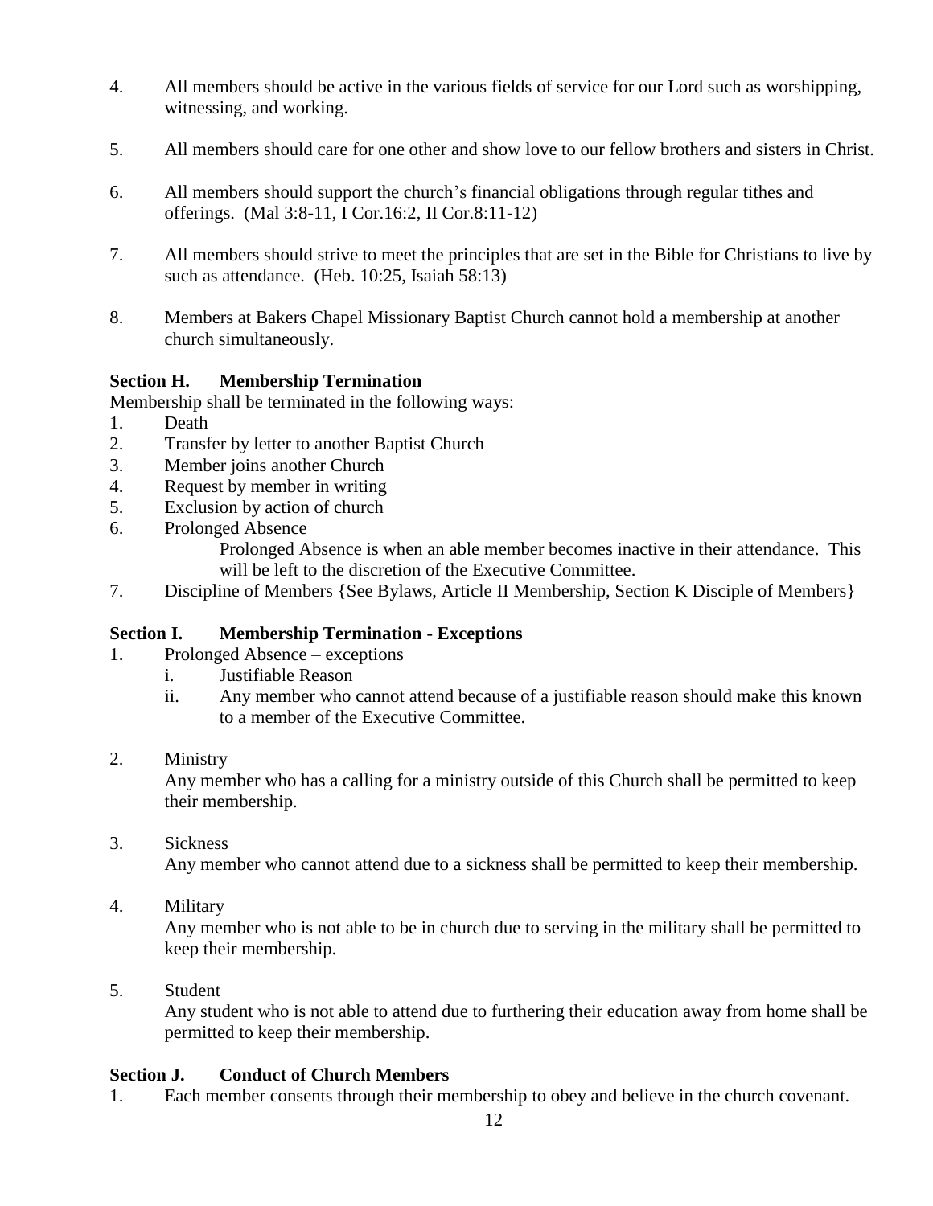4. All members should be active in the various fields of service for our Lord such as worshipping, witnessing, and working.

5. All members should care for one other and show love to our fellow brothers and sisters in Christ.

6. All members should support the church's financial obligations through regular tithes and offerings. (Mal 3:8-11, I Cor.16:2, II Cor.8:11-12)

7. All members should strive to meet the principles that are set in the Bible for Christians to live by such as attendance. (Heb. 10:25, Isaiah 58:13)

8. Members at Bakers Chapel Missionary Baptist Church cannot hold a membership at another church simultaneously.

**Section H. Membership Termination**

Membership shall be terminated in the following ways:

1. Death
2. Transfer by letter to another Baptist Church
3. Member joins another Church
4. Request by member in writing
5. Exclusion by action of church
6. Prolonged Absence

   Prolonged Absence is when an able member becomes inactive in their attendance. This will be left to the discretion of the Executive Committee.
7. Discipline of Members {See Bylaws, Article II Membership, Section K Disciple of Members}

**Section I. Membership Termination - Exceptions**

1. Prolonged Absence – exceptions
   i. Justifiable Reason
   ii. Any member who cannot attend because of a justifiable reason should make this known to a member of the Executive Committee.

2. Ministry

   Any member who has a calling for a ministry outside of this Church shall be permitted to keep their membership.

3. Sickness

   Any member who cannot attend due to a sickness shall be permitted to keep their membership.

4. Military

   Any member who is not able to be in church due to serving in the military shall be permitted to keep their membership.

5. Student

   Any student who is not able to attend due to furthering their education away from home shall be permitted to keep their membership.

**Section J. Conduct of Church Members**

1. Each member consents through their membership to obey and believe in the church covenant.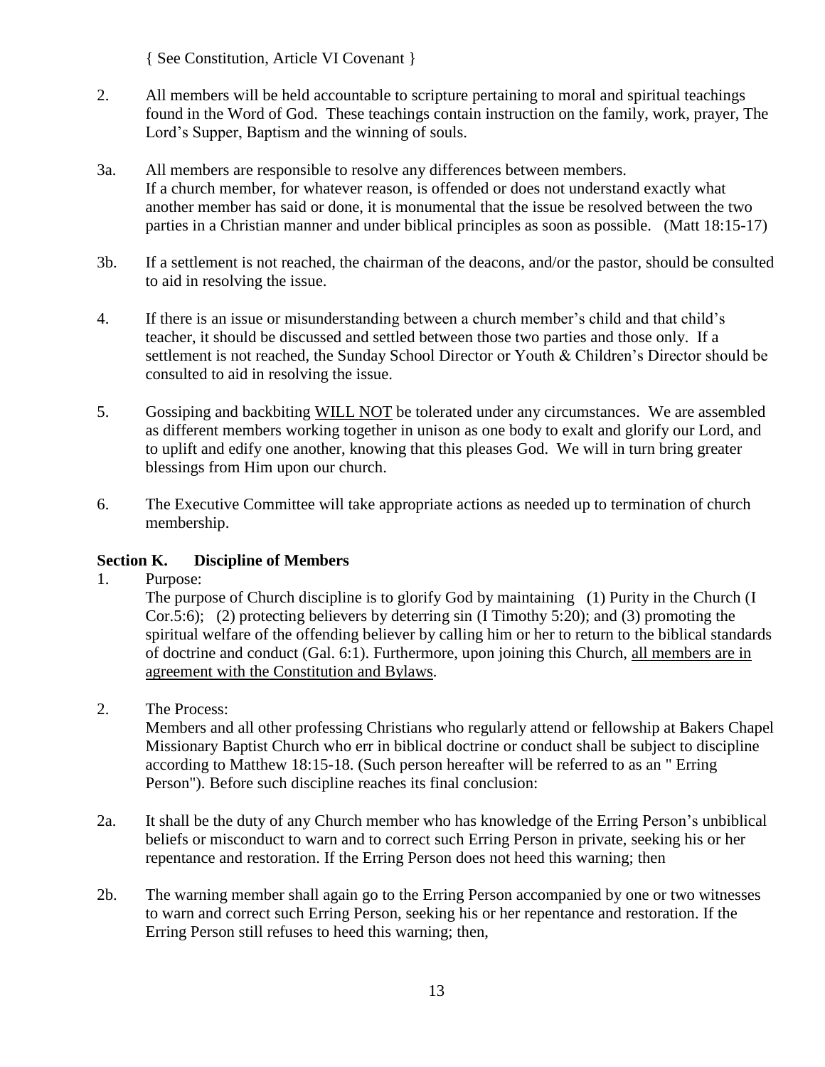{ See Constitution, Article VI Covenant }

2. All members will be held accountable to scripture pertaining to moral and spiritual teachings found in the Word of God. These teachings contain instruction on the family, work, prayer, The Lord's Supper, Baptism and the winning of souls.

3a. All members are responsible to resolve any differences between members. If a church member, for whatever reason, is offended or does not understand exactly what another member has said or done, it is monumental that the issue be resolved between the two parties in a Christian manner and under biblical principles as soon as possible. (Matt 18:15-17)

3b. If a settlement is not reached, the chairman of the deacons, and/or the pastor, should be consulted to aid in resolving the issue.

4. If there is an issue or misunderstanding between a church member's child and that child's teacher, it should be discussed and settled between those two parties and those only. If a settlement is not reached, the Sunday School Director or Youth & Children's Director should be consulted to aid in resolving the issue.

5. Gossiping and backbiting <u>WILL NOT</u> be tolerated under any circumstances. We are assembled as different members working together in unison as one body to exalt and glorify our Lord, and to uplift and edify one another, knowing that this pleases God. We will in turn bring greater blessings from Him upon our church.

6. The Executive Committee will take appropriate actions as needed up to termination of church membership.

**Section K. Discipline of Members**

1. Purpose:
The purpose of Church discipline is to glorify God by maintaining (1) Purity in the Church (I Cor.5:6); (2) protecting believers by deterring sin (I Timothy 5:20); and (3) promoting the spiritual welfare of the offending believer by calling him or her to return to the biblical standards of doctrine and conduct (Gal. 6:1). Furthermore, upon joining this Church, <u>all members are in agreement with the Constitution and Bylaws</u>.

2. The Process:
Members and all other professing Christians who regularly attend or fellowship at Bakers Chapel Missionary Baptist Church who err in biblical doctrine or conduct shall be subject to discipline according to Matthew 18:15-18. (Such person hereafter will be referred to as an " Erring Person"). Before such discipline reaches its final conclusion:

2a. It shall be the duty of any Church member who has knowledge of the Erring Person's unbiblical beliefs or misconduct to warn and to correct such Erring Person in private, seeking his or her repentance and restoration. If the Erring Person does not heed this warning; then

2b. The warning member shall again go to the Erring Person accompanied by one or two witnesses to warn and correct such Erring Person, seeking his or her repentance and restoration. If the Erring Person still refuses to heed this warning; then,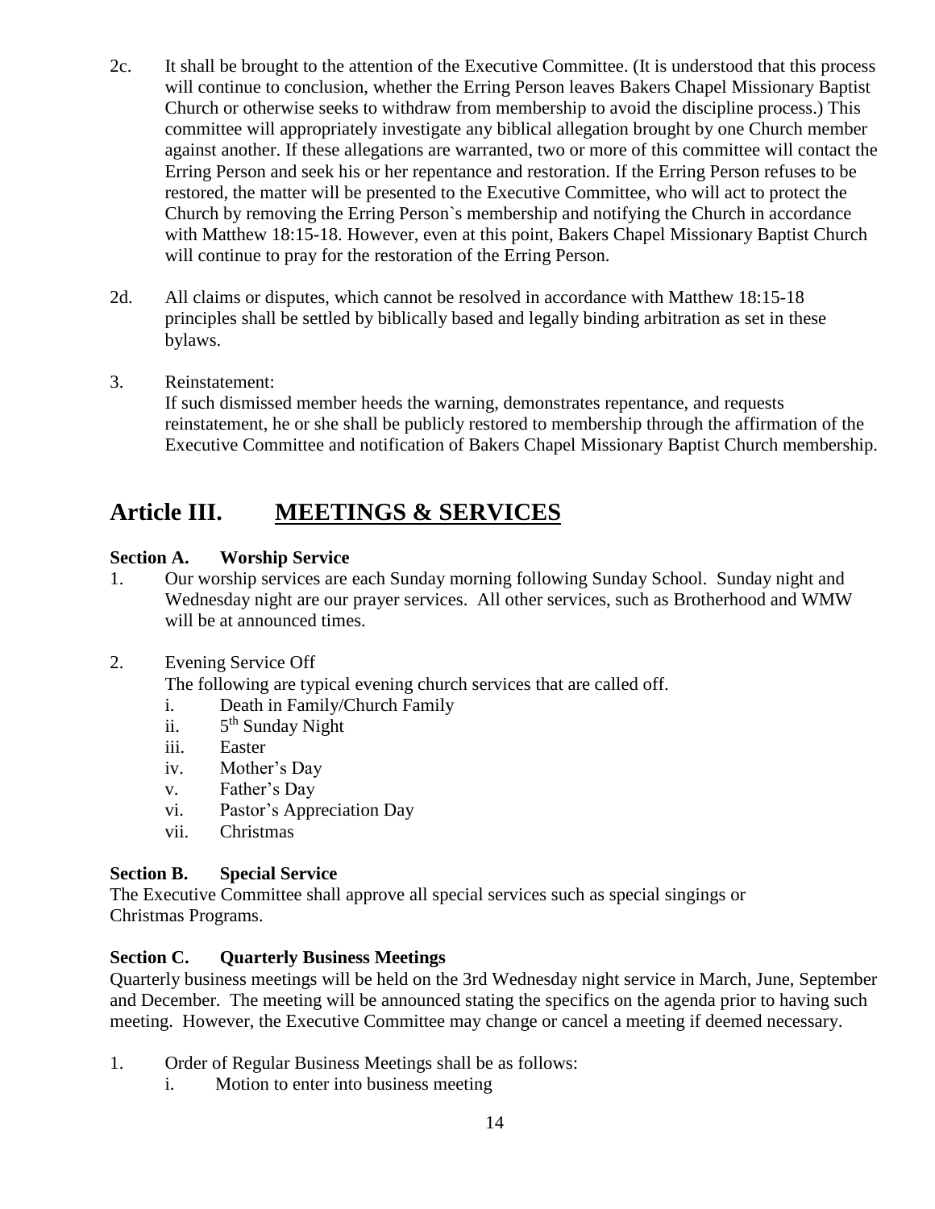2c. It shall be brought to the attention of the Executive Committee. (It is understood that this process will continue to conclusion, whether the Erring Person leaves Bakers Chapel Missionary Baptist Church or otherwise seeks to withdraw from membership to avoid the discipline process.) This committee will appropriately investigate any biblical allegation brought by one Church member against another. If these allegations are warranted, two or more of this committee will contact the Erring Person and seek his or her repentance and restoration. If the Erring Person refuses to be restored, the matter will be presented to the Executive Committee, who will act to protect the Church by removing the Erring Person`s membership and notifying the Church in accordance with Matthew 18:15-18. However, even at this point, Bakers Chapel Missionary Baptist Church will continue to pray for the restoration of the Erring Person.

2d. All claims or disputes, which cannot be resolved in accordance with Matthew 18:15-18 principles shall be settled by biblically based and legally binding arbitration as set in these bylaws.

3. Reinstatement:
If such dismissed member heeds the warning, demonstrates repentance, and requests reinstatement, he or she shall be publicly restored to membership through the affirmation of the Executive Committee and notification of Bakers Chapel Missionary Baptist Church membership.

## Article III. <u>MEETINGS & SERVICES</u>

**Section A. Worship Service**

1. Our worship services are each Sunday morning following Sunday School. Sunday night and Wednesday night are our prayer services. All other services, such as Brotherhood and WMW will be at announced times.

2. Evening Service Off
The following are typical evening church services that are called off.
   i. Death in Family/Church Family
   ii. 5th Sunday Night
   iii. Easter
   iv. Mother's Day
   v. Father's Day
   vi. Pastor's Appreciation Day
   vii. Christmas

**Section B. Special Service**

The Executive Committee shall approve all special services such as special singings or Christmas Programs.

**Section C. Quarterly Business Meetings**

Quarterly business meetings will be held on the 3rd Wednesday night service in March, June, September and December. The meeting will be announced stating the specifics on the agenda prior to having such meeting. However, the Executive Committee may change or cancel a meeting if deemed necessary.

1. Order of Regular Business Meetings shall be as follows:
   i. Motion to enter into business meeting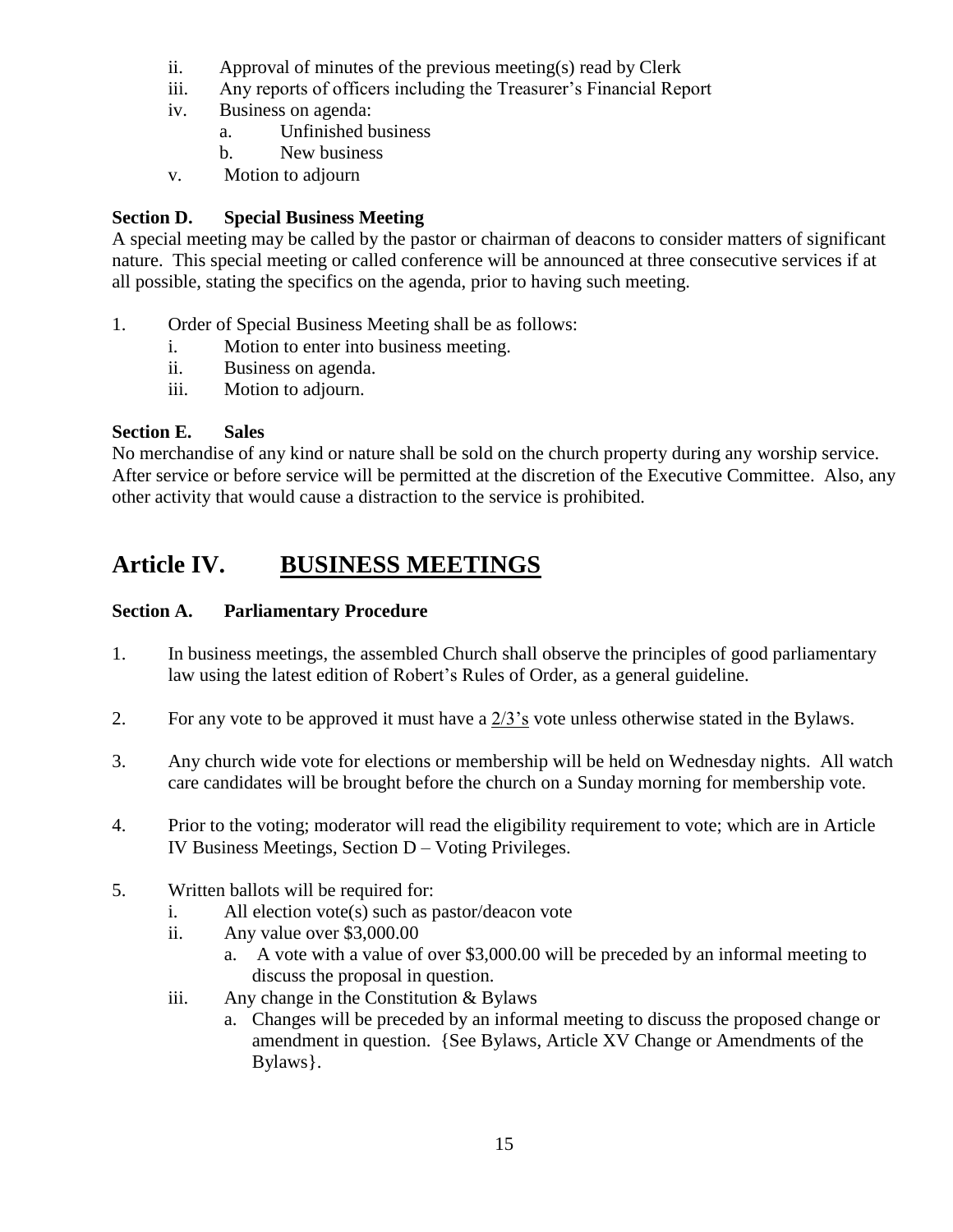ii. Approval of minutes of the previous meeting(s) read by Clerk
iii. Any reports of officers including the Treasurer's Financial Report
iv. Business on agenda:
   a. Unfinished business
   b. New business
v. Motion to adjourn

**Section D. Special Business Meeting**

A special meeting may be called by the pastor or chairman of deacons to consider matters of significant nature. This special meeting or called conference will be announced at three consecutive services if at all possible, stating the specifics on the agenda, prior to having such meeting.

1. Order of Special Business Meeting shall be as follows:
   i. Motion to enter into business meeting.
   ii. Business on agenda.
   iii. Motion to adjourn.

**Section E. Sales**

No merchandise of any kind or nature shall be sold on the church property during any worship service. After service or before service will be permitted at the discretion of the Executive Committee. Also, any other activity that would cause a distraction to the service is prohibited.

# Article IV. BUSINESS MEETINGS

**Section A. Parliamentary Procedure**

1. In business meetings, the assembled Church shall observe the principles of good parliamentary law using the latest edition of Robert's Rules of Order, as a general guideline.

2. For any vote to be approved it must have a 2/3's vote unless otherwise stated in the Bylaws.

3. Any church wide vote for elections or membership will be held on Wednesday nights. All watch care candidates will be brought before the church on a Sunday morning for membership vote.

4. Prior to the voting; moderator will read the eligibility requirement to vote; which are in Article IV Business Meetings, Section D – Voting Privileges.

5. Written ballots will be required for:
   i. All election vote(s) such as pastor/deacon vote
   ii. Any value over $3,000.00
      a. A vote with a value of over $3,000.00 will be preceded by an informal meeting to discuss the proposal in question.
   iii. Any change in the Constitution & Bylaws
      a. Changes will be preceded by an informal meeting to discuss the proposed change or amendment in question. {See Bylaws, Article XV Change or Amendments of the Bylaws}.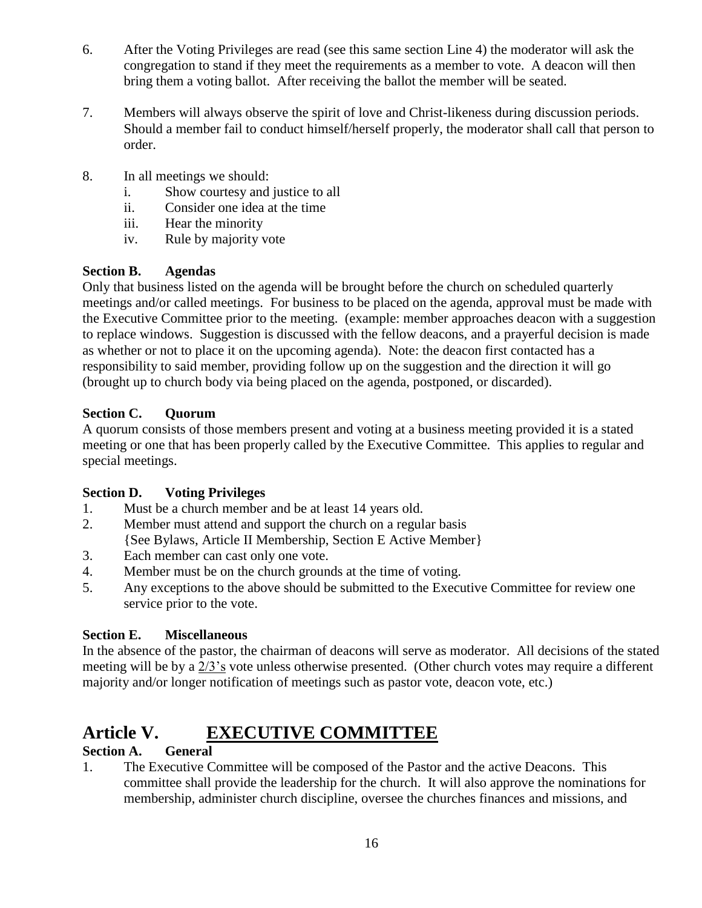6. After the Voting Privileges are read (see this same section Line 4) the moderator will ask the congregation to stand if they meet the requirements as a member to vote. A deacon will then bring them a voting ballot. After receiving the ballot the member will be seated.

7. Members will always observe the spirit of love and Christ-likeness during discussion periods. Should a member fail to conduct himself/herself properly, the moderator shall call that person to order.

8. In all meetings we should:
   i. Show courtesy and justice to all
   ii. Consider one idea at the time
   iii. Hear the minority
   iv. Rule by majority vote

**Section B. Agendas**

Only that business listed on the agenda will be brought before the church on scheduled quarterly meetings and/or called meetings. For business to be placed on the agenda, approval must be made with the Executive Committee prior to the meeting. (example: member approaches deacon with a suggestion to replace windows. Suggestion is discussed with the fellow deacons, and a prayerful decision is made as whether or not to place it on the upcoming agenda). Note: the deacon first contacted has a responsibility to said member, providing follow up on the suggestion and the direction it will go (brought up to church body via being placed on the agenda, postponed, or discarded).

**Section C. Quorum**

A quorum consists of those members present and voting at a business meeting provided it is a stated meeting or one that has been properly called by the Executive Committee. This applies to regular and special meetings.

**Section D. Voting Privileges**

1. Must be a church member and be at least 14 years old.
2. Member must attend and support the church on a regular basis {See Bylaws, Article II Membership, Section E Active Member}
3. Each member can cast only one vote.
4. Member must be on the church grounds at the time of voting.
5. Any exceptions to the above should be submitted to the Executive Committee for review one service prior to the vote.

**Section E. Miscellaneous**

In the absence of the pastor, the chairman of deacons will serve as moderator. All decisions of the stated meeting will be by a 2/3's vote unless otherwise presented. (Other church votes may require a different majority and/or longer notification of meetings such as pastor vote, deacon vote, etc.)

# Article V. EXECUTIVE COMMITTEE

**Section A. General**

1. The Executive Committee will be composed of the Pastor and the active Deacons. This committee shall provide the leadership for the church. It will also approve the nominations for membership, administer church discipline, oversee the churches finances and missions, and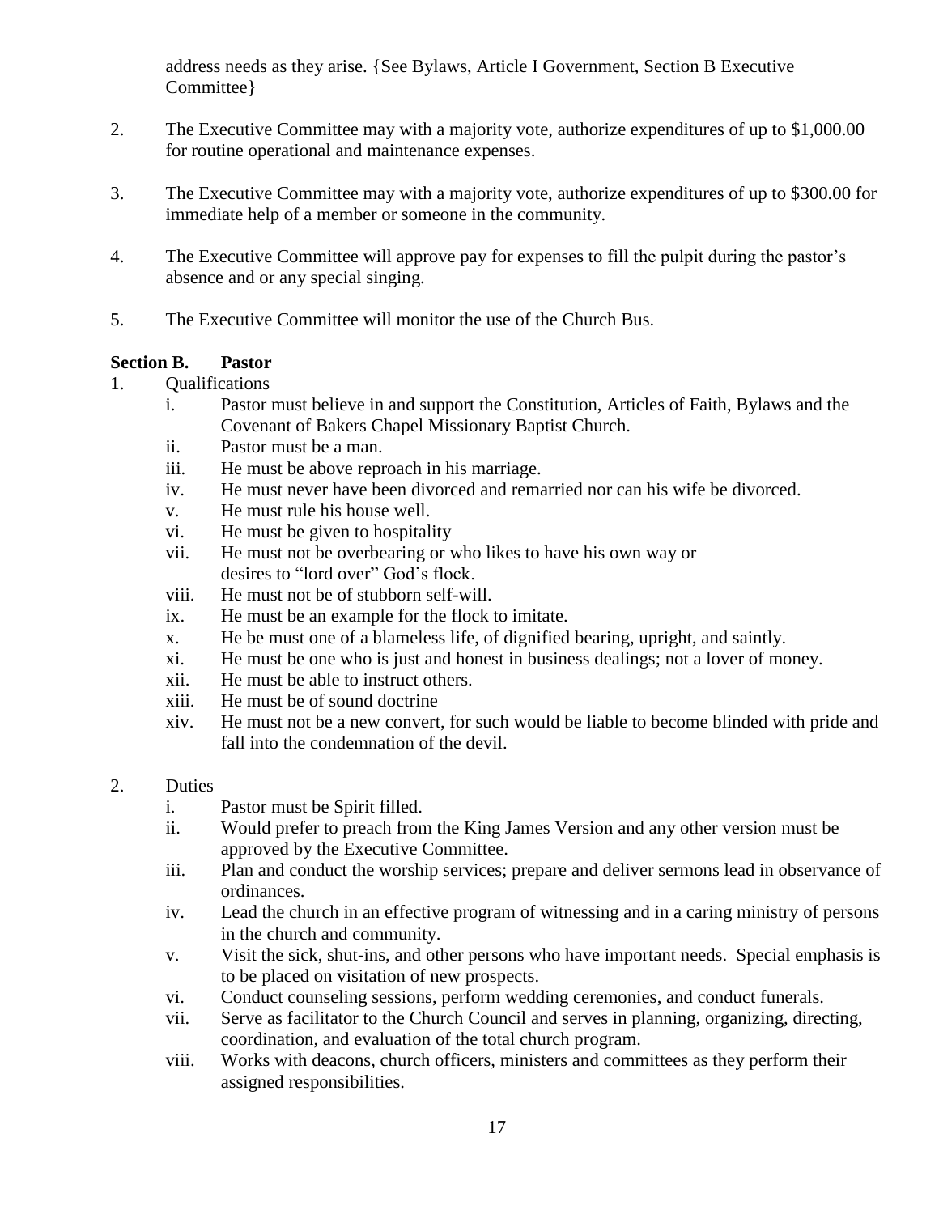address needs as they arise. {See Bylaws, Article I Government, Section B Executive Committee}

2. The Executive Committee may with a majority vote, authorize expenditures of up to $1,000.00 for routine operational and maintenance expenses.

3. The Executive Committee may with a majority vote, authorize expenditures of up to $300.00 for immediate help of a member or someone in the community.

4. The Executive Committee will approve pay for expenses to fill the pulpit during the pastor's absence and or any special singing.

5. The Executive Committee will monitor the use of the Church Bus.

**Section B. Pastor**

1. Qualifications
   - i. Pastor must believe in and support the Constitution, Articles of Faith, Bylaws and the Covenant of Bakers Chapel Missionary Baptist Church.
   - ii. Pastor must be a man.
   - iii. He must be above reproach in his marriage.
   - iv. He must never have been divorced and remarried nor can his wife be divorced.
   - v. He must rule his house well.
   - vi. He must be given to hospitality
   - vii. He must not be overbearing or who likes to have his own way or desires to "lord over" God's flock.
   - viii. He must not be of stubborn self-will.
   - ix. He must be an example for the flock to imitate.
   - x. He be must one of a blameless life, of dignified bearing, upright, and saintly.
   - xi. He must be one who is just and honest in business dealings; not a lover of money.
   - xii. He must be able to instruct others.
   - xiii. He must be of sound doctrine
   - xiv. He must not be a new convert, for such would be liable to become blinded with pride and fall into the condemnation of the devil.

2. Duties
   - i. Pastor must be Spirit filled.
   - ii. Would prefer to preach from the King James Version and any other version must be approved by the Executive Committee.
   - iii. Plan and conduct the worship services; prepare and deliver sermons lead in observance of ordinances.
   - iv. Lead the church in an effective program of witnessing and in a caring ministry of persons in the church and community.
   - v. Visit the sick, shut-ins, and other persons who have important needs. Special emphasis is to be placed on visitation of new prospects.
   - vi. Conduct counseling sessions, perform wedding ceremonies, and conduct funerals.
   - vii. Serve as facilitator to the Church Council and serves in planning, organizing, directing, coordination, and evaluation of the total church program.
   - viii. Works with deacons, church officers, ministers and committees as they perform their assigned responsibilities.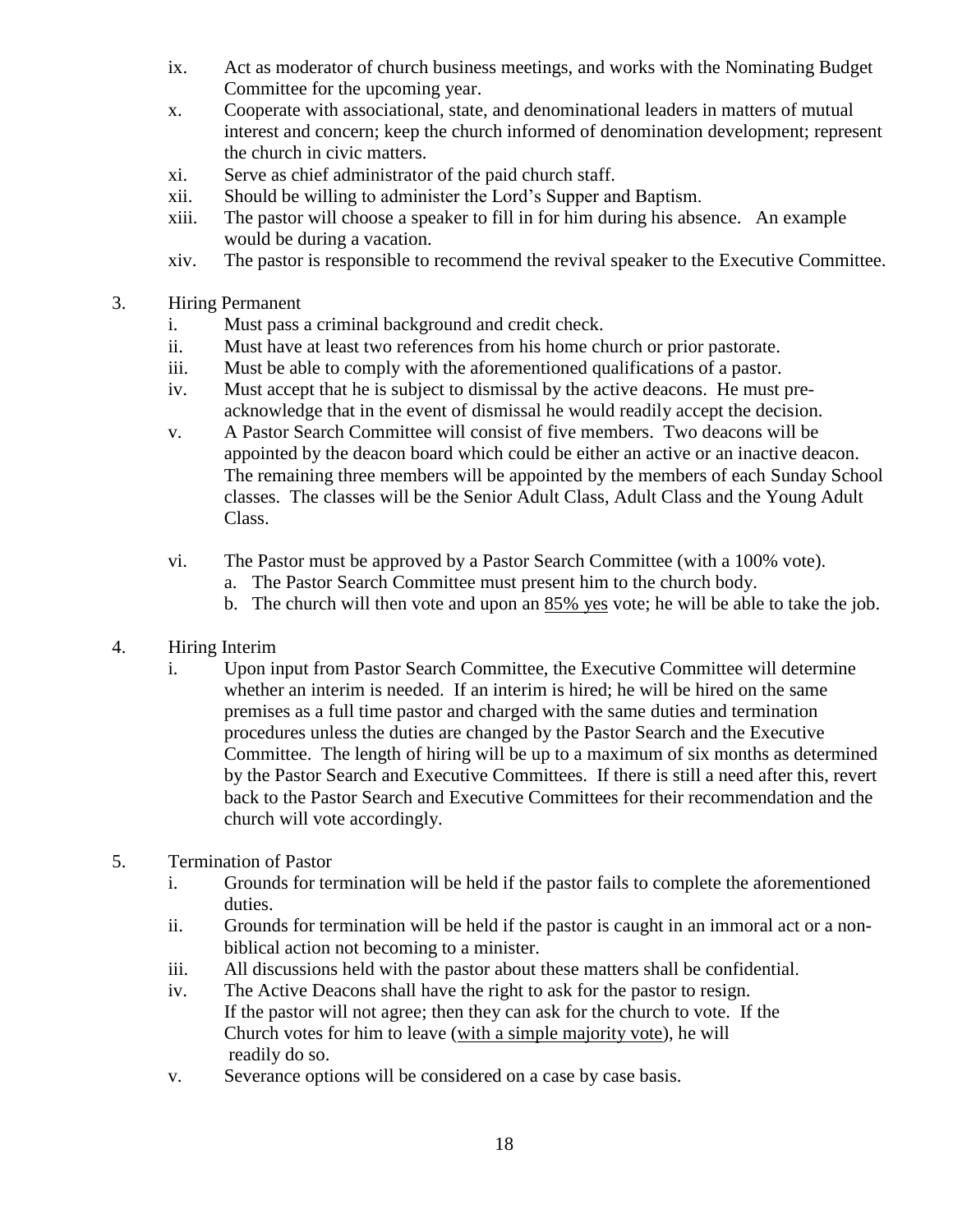ix. Act as moderator of church business meetings, and works with the Nominating Budget Committee for the upcoming year.

x. Cooperate with associational, state, and denominational leaders in matters of mutual interest and concern; keep the church informed of denomination development; represent the church in civic matters.

xi. Serve as chief administrator of the paid church staff.

xii. Should be willing to administer the Lord's Supper and Baptism.

xiii. The pastor will choose a speaker to fill in for him during his absence. An example would be during a vacation.

xiv. The pastor is responsible to recommend the revival speaker to the Executive Committee.

3. Hiring Permanent

   i. Must pass a criminal background and credit check.

   ii. Must have at least two references from his home church or prior pastorate.

   iii. Must be able to comply with the aforementioned qualifications of a pastor.

   iv. Must accept that he is subject to dismissal by the active deacons. He must pre-acknowledge that in the event of dismissal he would readily accept the decision.

   v. A Pastor Search Committee will consist of five members. Two deacons will be appointed by the deacon board which could be either an active or an inactive deacon. The remaining three members will be appointed by the members of each Sunday School classes. The classes will be the Senior Adult Class, Adult Class and the Young Adult Class.

   vi. The Pastor must be approved by a Pastor Search Committee (with a 100% vote).

      a. The Pastor Search Committee must present him to the church body.

      b. The church will then vote and upon an <u>85% yes</u> vote; he will be able to take the job.

4. Hiring Interim

   i. Upon input from Pastor Search Committee, the Executive Committee will determine whether an interim is needed. If an interim is hired; he will be hired on the same premises as a full time pastor and charged with the same duties and termination procedures unless the duties are changed by the Pastor Search and the Executive Committee. The length of hiring will be up to a maximum of six months as determined by the Pastor Search and Executive Committees. If there is still a need after this, revert back to the Pastor Search and Executive Committees for their recommendation and the church will vote accordingly.

5. Termination of Pastor

   i. Grounds for termination will be held if the pastor fails to complete the aforementioned duties.

   ii. Grounds for termination will be held if the pastor is caught in an immoral act or a non-biblical action not becoming to a minister.

   iii. All discussions held with the pastor about these matters shall be confidential.

   iv. The Active Deacons shall have the right to ask for the pastor to resign. If the pastor will not agree; then they can ask for the church to vote. If the Church votes for him to leave (<u>with a simple majority vote</u>), he will readily do so.

   v. Severance options will be considered on a case by case basis.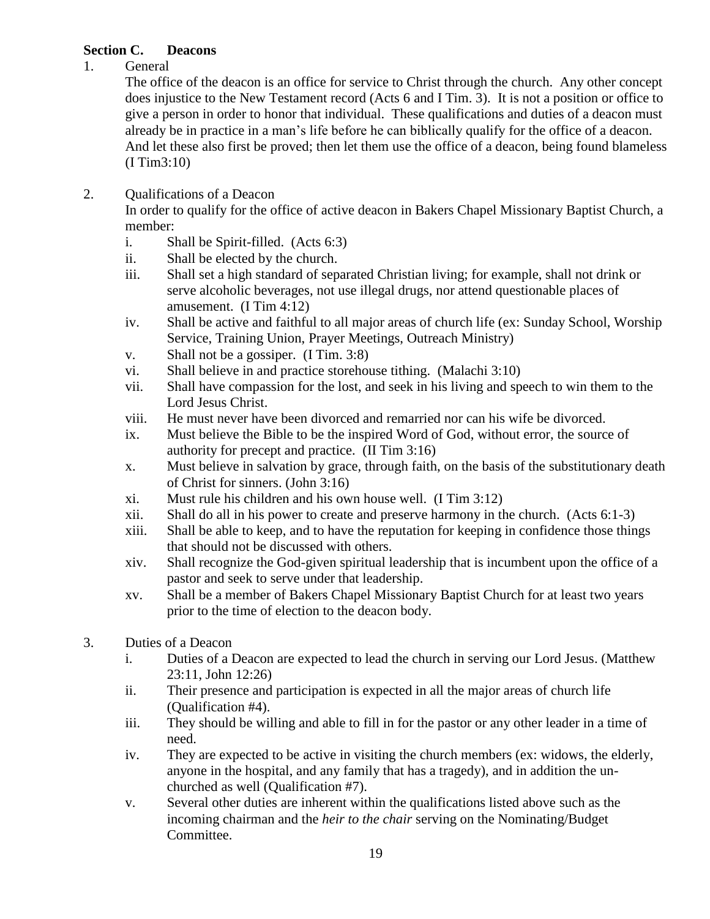**Section C. Deacons**

1. General

   The office of the deacon is an office for service to Christ through the church. Any other concept does injustice to the New Testament record (Acts 6 and I Tim. 3). It is not a position or office to give a person in order to honor that individual. These qualifications and duties of a deacon must already be in practice in a man's life before he can biblically qualify for the office of a deacon. And let these also first be proved; then let them use the office of a deacon, being found blameless (I Tim3:10)

2. Qualifications of a Deacon

   In order to qualify for the office of active deacon in Bakers Chapel Missionary Baptist Church, a member:

   i. Shall be Spirit-filled. (Acts 6:3)
   ii. Shall be elected by the church.
   iii. Shall set a high standard of separated Christian living; for example, shall not drink or serve alcoholic beverages, not use illegal drugs, nor attend questionable places of amusement. (I Tim 4:12)
   iv. Shall be active and faithful to all major areas of church life (ex: Sunday School, Worship Service, Training Union, Prayer Meetings, Outreach Ministry)
   v. Shall not be a gossiper. (I Tim. 3:8)
   vi. Shall believe in and practice storehouse tithing. (Malachi 3:10)
   vii. Shall have compassion for the lost, and seek in his living and speech to win them to the Lord Jesus Christ.
   viii. He must never have been divorced and remarried nor can his wife be divorced.
   ix. Must believe the Bible to be the inspired Word of God, without error, the source of authority for precept and practice. (II Tim 3:16)
   x. Must believe in salvation by grace, through faith, on the basis of the substitutionary death of Christ for sinners. (John 3:16)
   xi. Must rule his children and his own house well. (I Tim 3:12)
   xii. Shall do all in his power to create and preserve harmony in the church. (Acts 6:1-3)
   xiii. Shall be able to keep, and to have the reputation for keeping in confidence those things that should not be discussed with others.
   xiv. Shall recognize the God-given spiritual leadership that is incumbent upon the office of a pastor and seek to serve under that leadership.
   xv. Shall be a member of Bakers Chapel Missionary Baptist Church for at least two years prior to the time of election to the deacon body.

3. Duties of a Deacon

   i. Duties of a Deacon are expected to lead the church in serving our Lord Jesus. (Matthew 23:11, John 12:26)
   ii. Their presence and participation is expected in all the major areas of church life (Qualification #4).
   iii. They should be willing and able to fill in for the pastor or any other leader in a time of need.
   iv. They are expected to be active in visiting the church members (ex: widows, the elderly, anyone in the hospital, and any family that has a tragedy), and in addition the un-churched as well (Qualification #7).
   v. Several other duties are inherent within the qualifications listed above such as the incoming chairman and the *heir to the chair* serving on the Nominating/Budget Committee.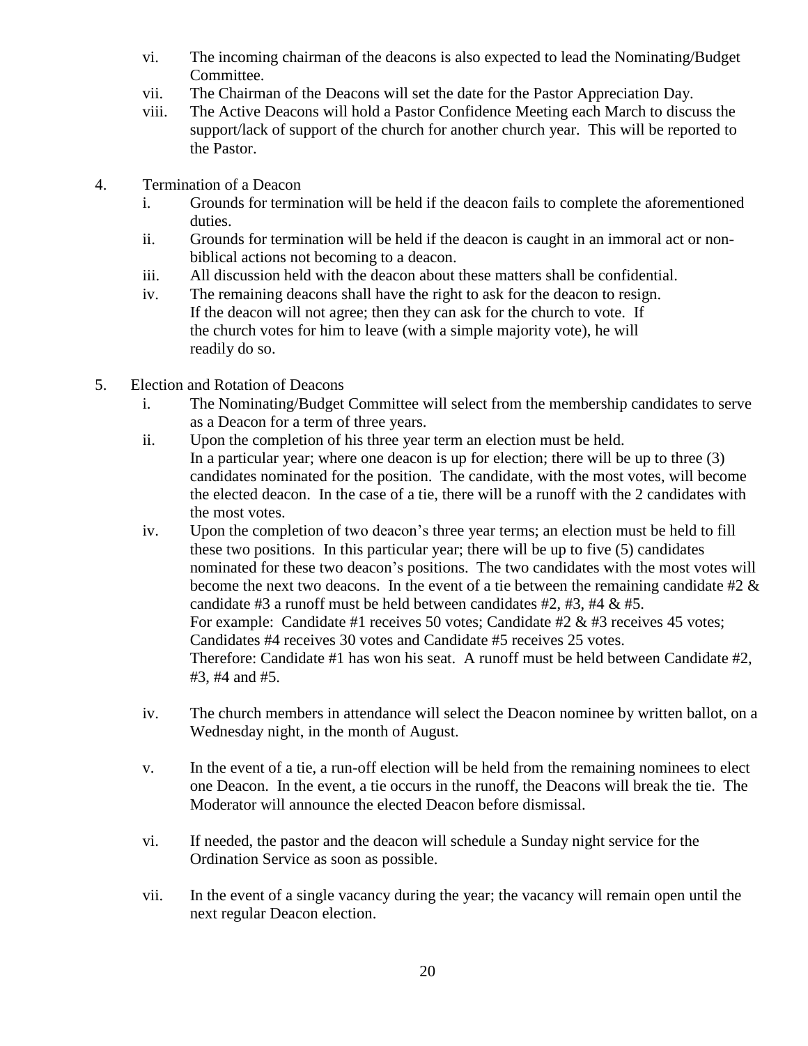vi. The incoming chairman of the deacons is also expected to lead the Nominating/Budget Committee.

vii. The Chairman of the Deacons will set the date for the Pastor Appreciation Day.

viii. The Active Deacons will hold a Pastor Confidence Meeting each March to discuss the support/lack of support of the church for another church year. This will be reported to the Pastor.

4. Termination of a Deacon

   i. Grounds for termination will be held if the deacon fails to complete the aforementioned duties.

   ii. Grounds for termination will be held if the deacon is caught in an immoral act or non-biblical actions not becoming to a deacon.

   iii. All discussion held with the deacon about these matters shall be confidential.

   iv. The remaining deacons shall have the right to ask for the deacon to resign. If the deacon will not agree; then they can ask for the church to vote. If the church votes for him to leave (with a simple majority vote), he will readily do so.

5. Election and Rotation of Deacons

   i. The Nominating/Budget Committee will select from the membership candidates to serve as a Deacon for a term of three years.

   ii. Upon the completion of his three year term an election must be held. In a particular year; where one deacon is up for election; there will be up to three (3) candidates nominated for the position. The candidate, with the most votes, will become the elected deacon. In the case of a tie, there will be a runoff with the 2 candidates with the most votes.

   iv. Upon the completion of two deacon's three year terms; an election must be held to fill these two positions. In this particular year; there will be up to five (5) candidates nominated for these two deacon's positions. The two candidates with the most votes will become the next two deacons. In the event of a tie between the remaining candidate #2 & candidate #3 a runoff must be held between candidates #2, #3, #4 & #5.
   For example: Candidate #1 receives 50 votes; Candidate #2 & #3 receives 45 votes; Candidates #4 receives 30 votes and Candidate #5 receives 25 votes.
   Therefore: Candidate #1 has won his seat. A runoff must be held between Candidate #2, #3, #4 and #5.

   iv. The church members in attendance will select the Deacon nominee by written ballot, on a Wednesday night, in the month of August.

   v. In the event of a tie, a run-off election will be held from the remaining nominees to elect one Deacon. In the event, a tie occurs in the runoff, the Deacons will break the tie. The Moderator will announce the elected Deacon before dismissal.

   vi. If needed, the pastor and the deacon will schedule a Sunday night service for the Ordination Service as soon as possible.

   vii. In the event of a single vacancy during the year; the vacancy will remain open until the next regular Deacon election.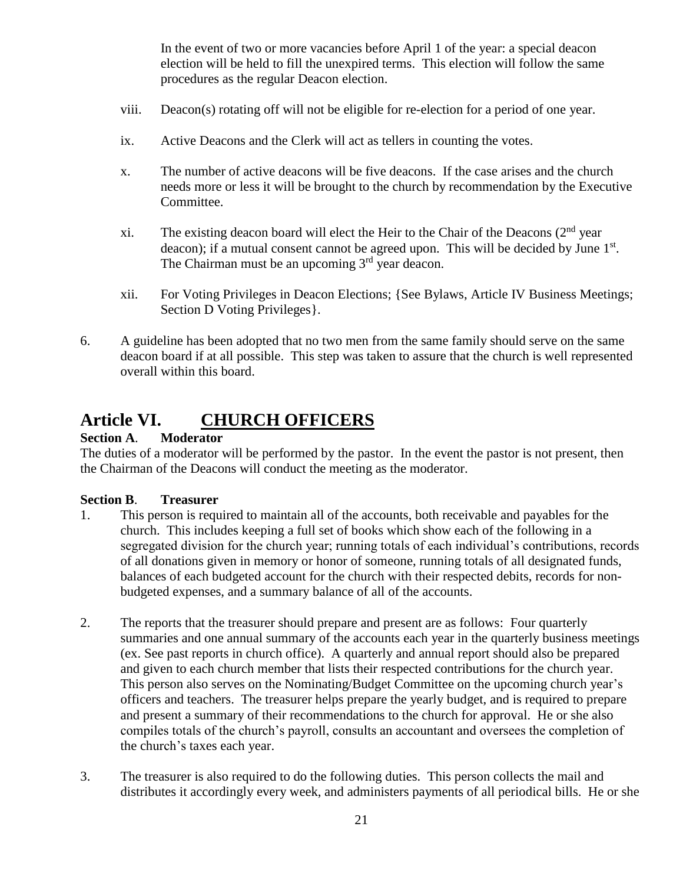In the event of two or more vacancies before April 1 of the year: a special deacon election will be held to fill the unexpired terms. This election will follow the same procedures as the regular Deacon election.

viii. Deacon(s) rotating off will not be eligible for re-election for a period of one year.

ix. Active Deacons and the Clerk will act as tellers in counting the votes.

x. The number of active deacons will be five deacons. If the case arises and the church needs more or less it will be brought to the church by recommendation by the Executive Committee.

xi. The existing deacon board will elect the Heir to the Chair of the Deacons (2nd year deacon); if a mutual consent cannot be agreed upon. This will be decided by June 1st. The Chairman must be an upcoming 3rd year deacon.

xii. For Voting Privileges in Deacon Elections; {See Bylaws, Article IV Business Meetings; Section D Voting Privileges}.

6. A guideline has been adopted that no two men from the same family should serve on the same deacon board if at all possible. This step was taken to assure that the church is well represented overall within this board.

# Article VI. <u>CHURCH OFFICERS</u>

**Section A. Moderator**

The duties of a moderator will be performed by the pastor. In the event the pastor is not present, then the Chairman of the Deacons will conduct the meeting as the moderator.

**Section B. Treasurer**

1. This person is required to maintain all of the accounts, both receivable and payables for the church. This includes keeping a full set of books which show each of the following in a segregated division for the church year; running totals of each individual's contributions, records of all donations given in memory or honor of someone, running totals of all designated funds, balances of each budgeted account for the church with their respected debits, records for non-budgeted expenses, and a summary balance of all of the accounts.

2. The reports that the treasurer should prepare and present are as follows: Four quarterly summaries and one annual summary of the accounts each year in the quarterly business meetings (ex. See past reports in church office). A quarterly and annual report should also be prepared and given to each church member that lists their respected contributions for the church year. This person also serves on the Nominating/Budget Committee on the upcoming church year's officers and teachers. The treasurer helps prepare the yearly budget, and is required to prepare and present a summary of their recommendations to the church for approval. He or she also compiles totals of the church's payroll, consults an accountant and oversees the completion of the church's taxes each year.

3. The treasurer is also required to do the following duties. This person collects the mail and distributes it accordingly every week, and administers payments of all periodical bills. He or she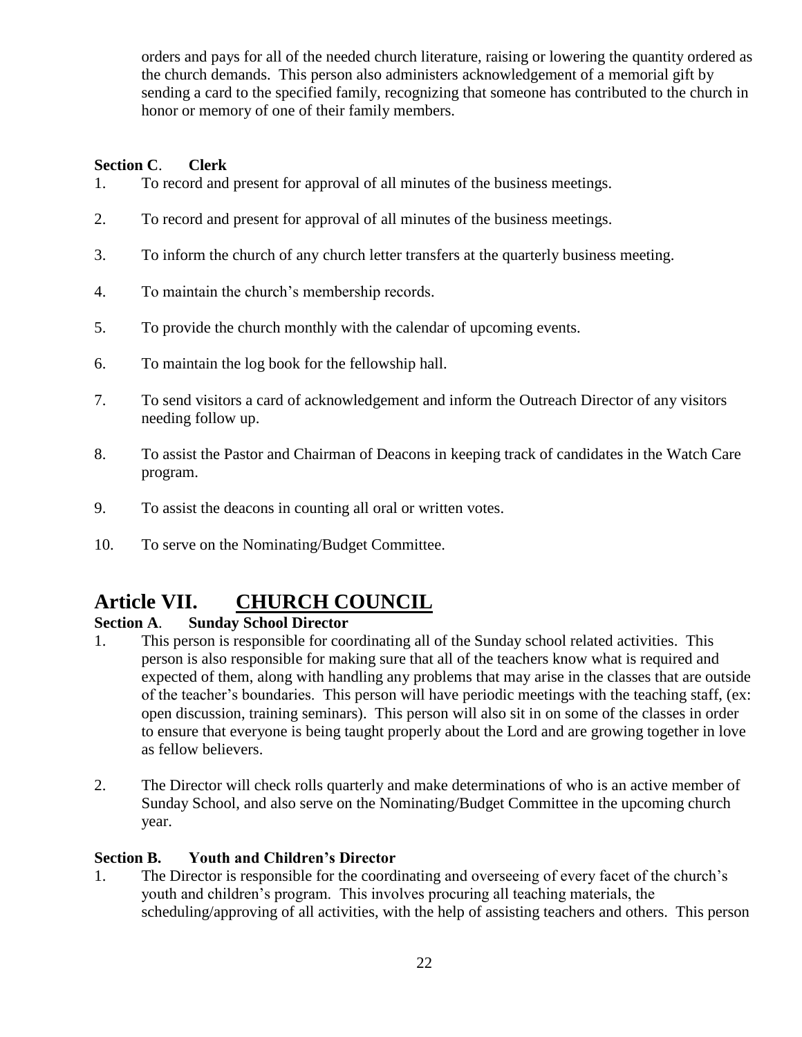orders and pays for all of the needed church literature, raising or lowering the quantity ordered as the church demands. This person also administers acknowledgement of a memorial gift by sending a card to the specified family, recognizing that someone has contributed to the church in honor or memory of one of their family members.

**Section C**. **Clerk**

1. To record and present for approval of all minutes of the business meetings.
2. To record and present for approval of all minutes of the business meetings.
3. To inform the church of any church letter transfers at the quarterly business meeting.
4. To maintain the church's membership records.
5. To provide the church monthly with the calendar of upcoming events.
6. To maintain the log book for the fellowship hall.
7. To send visitors a card of acknowledgement and inform the Outreach Director of any visitors needing follow up.
8. To assist the Pastor and Chairman of Deacons in keeping track of candidates in the Watch Care program.
9. To assist the deacons in counting all oral or written votes.
10. To serve on the Nominating/Budget Committee.

# Article VII. CHURCH COUNCIL

**Section A**. **Sunday School Director**

1. This person is responsible for coordinating all of the Sunday school related activities. This person is also responsible for making sure that all of the teachers know what is required and expected of them, along with handling any problems that may arise in the classes that are outside of the teacher's boundaries. This person will have periodic meetings with the teaching staff, (ex: open discussion, training seminars). This person will also sit in on some of the classes in order to ensure that everyone is being taught properly about the Lord and are growing together in love as fellow believers.
2. The Director will check rolls quarterly and make determinations of who is an active member of Sunday School, and also serve on the Nominating/Budget Committee in the upcoming church year.

**Section B. Youth and Children's Director**

1. The Director is responsible for the coordinating and overseeing of every facet of the church's youth and children's program. This involves procuring all teaching materials, the scheduling/approving of all activities, with the help of assisting teachers and others. This person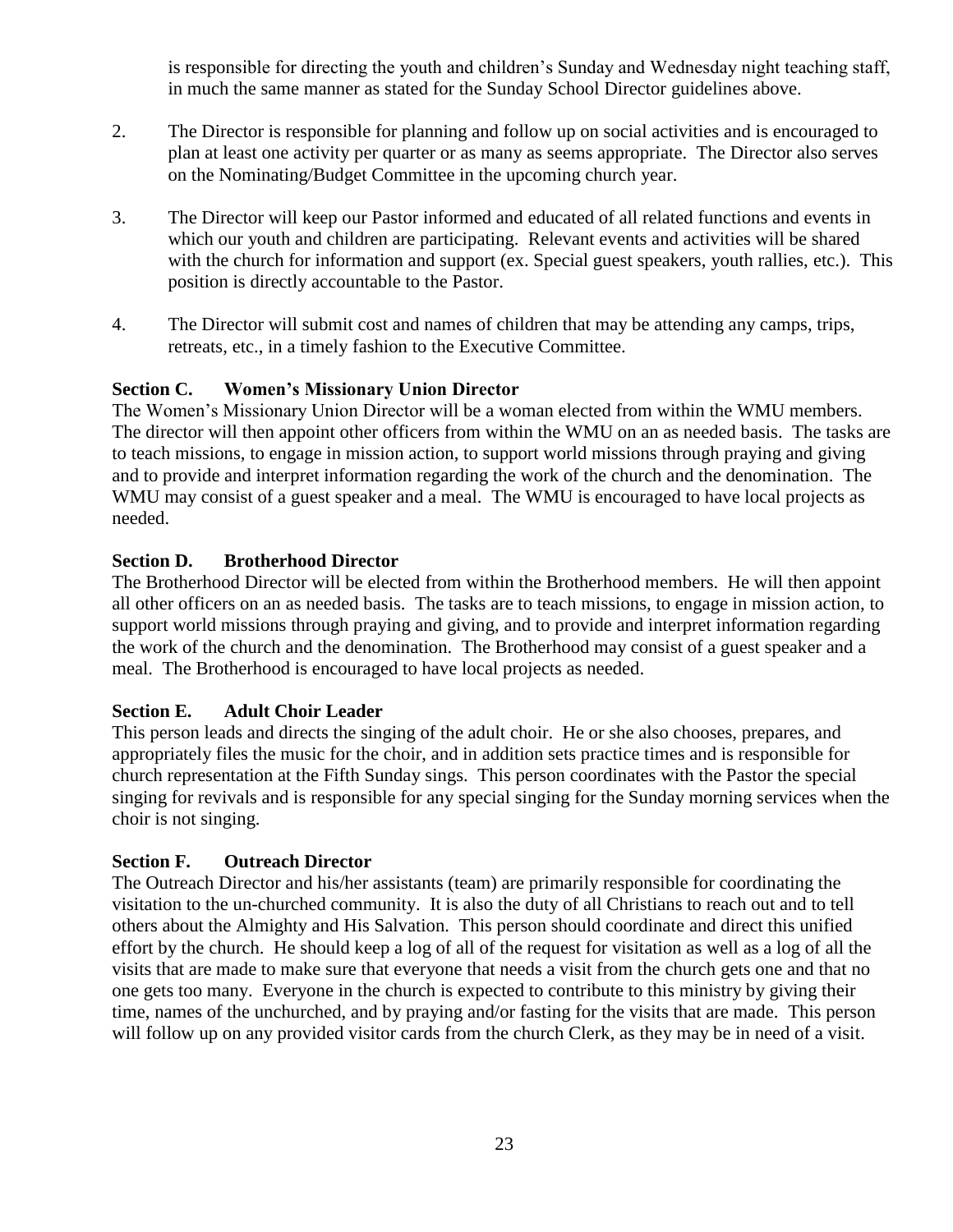is responsible for directing the youth and children's Sunday and Wednesday night teaching staff, in much the same manner as stated for the Sunday School Director guidelines above.

2. The Director is responsible for planning and follow up on social activities and is encouraged to plan at least one activity per quarter or as many as seems appropriate. The Director also serves on the Nominating/Budget Committee in the upcoming church year.

3. The Director will keep our Pastor informed and educated of all related functions and events in which our youth and children are participating. Relevant events and activities will be shared with the church for information and support (ex. Special guest speakers, youth rallies, etc.). This position is directly accountable to the Pastor.

4. The Director will submit cost and names of children that may be attending any camps, trips, retreats, etc., in a timely fashion to the Executive Committee.

**Section C. Women's Missionary Union Director**

The Women's Missionary Union Director will be a woman elected from within the WMU members. The director will then appoint other officers from within the WMU on an as needed basis. The tasks are to teach missions, to engage in mission action, to support world missions through praying and giving and to provide and interpret information regarding the work of the church and the denomination. The WMU may consist of a guest speaker and a meal. The WMU is encouraged to have local projects as needed.

**Section D. Brotherhood Director**

The Brotherhood Director will be elected from within the Brotherhood members. He will then appoint all other officers on an as needed basis. The tasks are to teach missions, to engage in mission action, to support world missions through praying and giving, and to provide and interpret information regarding the work of the church and the denomination. The Brotherhood may consist of a guest speaker and a meal. The Brotherhood is encouraged to have local projects as needed.

**Section E. Adult Choir Leader**

This person leads and directs the singing of the adult choir. He or she also chooses, prepares, and appropriately files the music for the choir, and in addition sets practice times and is responsible for church representation at the Fifth Sunday sings. This person coordinates with the Pastor the special singing for revivals and is responsible for any special singing for the Sunday morning services when the choir is not singing.

**Section F. Outreach Director**

The Outreach Director and his/her assistants (team) are primarily responsible for coordinating the visitation to the un-churched community. It is also the duty of all Christians to reach out and to tell others about the Almighty and His Salvation. This person should coordinate and direct this unified effort by the church. He should keep a log of all of the request for visitation as well as a log of all the visits that are made to make sure that everyone that needs a visit from the church gets one and that no one gets too many. Everyone in the church is expected to contribute to this ministry by giving their time, names of the unchurched, and by praying and/or fasting for the visits that are made. This person will follow up on any provided visitor cards from the church Clerk, as they may be in need of a visit.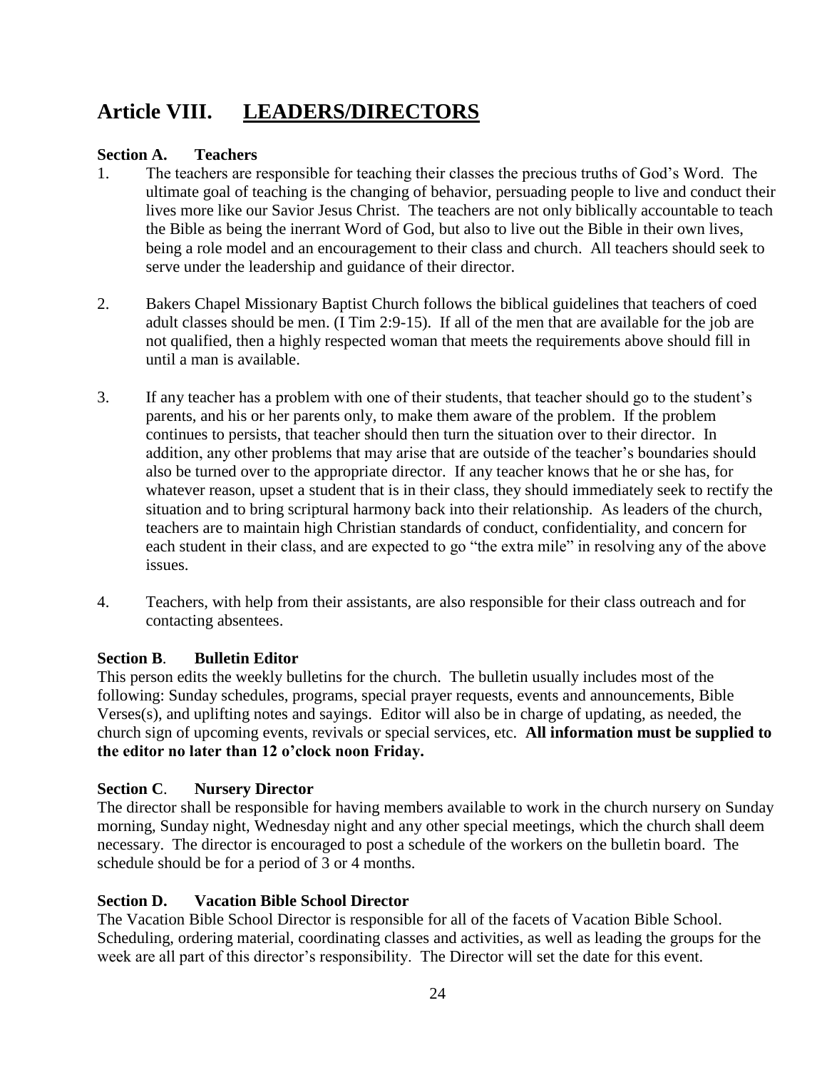# Article VIII. <u>LEADERS/DIRECTORS</u>

### Section A. Teachers

1. The teachers are responsible for teaching their classes the precious truths of God's Word. The ultimate goal of teaching is the changing of behavior, persuading people to live and conduct their lives more like our Savior Jesus Christ. The teachers are not only biblically accountable to teach the Bible as being the inerrant Word of God, but also to live out the Bible in their own lives, being a role model and an encouragement to their class and church. All teachers should seek to serve under the leadership and guidance of their director.

2. Bakers Chapel Missionary Baptist Church follows the biblical guidelines that teachers of coed adult classes should be men. (I Tim 2:9-15). If all of the men that are available for the job are not qualified, then a highly respected woman that meets the requirements above should fill in until a man is available.

3. If any teacher has a problem with one of their students, that teacher should go to the student's parents, and his or her parents only, to make them aware of the problem. If the problem continues to persists, that teacher should then turn the situation over to their director. In addition, any other problems that may arise that are outside of the teacher's boundaries should also be turned over to the appropriate director. If any teacher knows that he or she has, for whatever reason, upset a student that is in their class, they should immediately seek to rectify the situation and to bring scriptural harmony back into their relationship. As leaders of the church, teachers are to maintain high Christian standards of conduct, confidentiality, and concern for each student in their class, and are expected to go "the extra mile" in resolving any of the above issues.

4. Teachers, with help from their assistants, are also responsible for their class outreach and for contacting absentees.

### Section B. Bulletin Editor

This person edits the weekly bulletins for the church. The bulletin usually includes most of the following: Sunday schedules, programs, special prayer requests, events and announcements, Bible Verses(s), and uplifting notes and sayings. Editor will also be in charge of updating, as needed, the church sign of upcoming events, revivals or special services, etc. **All information must be supplied to the editor no later than 12 o'clock noon Friday.**

### Section C. Nursery Director

The director shall be responsible for having members available to work in the church nursery on Sunday morning, Sunday night, Wednesday night and any other special meetings, which the church shall deem necessary. The director is encouraged to post a schedule of the workers on the bulletin board. The schedule should be for a period of 3 or 4 months.

### Section D. Vacation Bible School Director

The Vacation Bible School Director is responsible for all of the facets of Vacation Bible School. Scheduling, ordering material, coordinating classes and activities, as well as leading the groups for the week are all part of this director's responsibility. The Director will set the date for this event.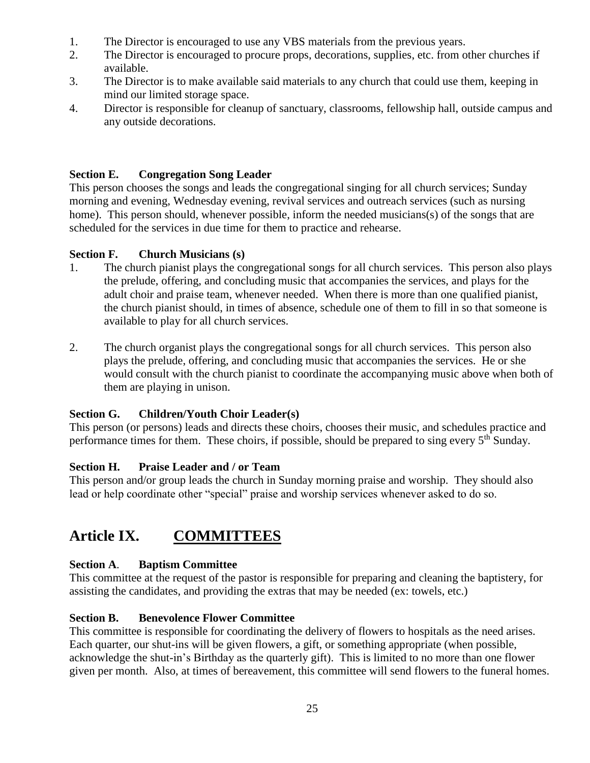1. The Director is encouraged to use any VBS materials from the previous years.
2. The Director is encouraged to procure props, decorations, supplies, etc. from other churches if available.
3. The Director is to make available said materials to any church that could use them, keeping in mind our limited storage space.
4. Director is responsible for cleanup of sanctuary, classrooms, fellowship hall, outside campus and any outside decorations.

**Section E. Congregation Song Leader**

This person chooses the songs and leads the congregational singing for all church services; Sunday morning and evening, Wednesday evening, revival services and outreach services (such as nursing home). This person should, whenever possible, inform the needed musicians(s) of the songs that are scheduled for the services in due time for them to practice and rehearse.

**Section F. Church Musicians (s)**

1. The church pianist plays the congregational songs for all church services. This person also plays the prelude, offering, and concluding music that accompanies the services, and plays for the adult choir and praise team, whenever needed. When there is more than one qualified pianist, the church pianist should, in times of absence, schedule one of them to fill in so that someone is available to play for all church services.

2. The church organist plays the congregational songs for all church services. This person also plays the prelude, offering, and concluding music that accompanies the services. He or she would consult with the church pianist to coordinate the accompanying music above when both of them are playing in unison.

**Section G. Children/Youth Choir Leader(s)**

This person (or persons) leads and directs these choirs, chooses their music, and schedules practice and performance times for them. These choirs, if possible, should be prepared to sing every 5th Sunday.

**Section H. Praise Leader and / or Team**

This person and/or group leads the church in Sunday morning praise and worship. They should also lead or help coordinate other "special" praise and worship services whenever asked to do so.

# Article IX. COMMITTEES

**Section A. Baptism Committee**

This committee at the request of the pastor is responsible for preparing and cleaning the baptistery, for assisting the candidates, and providing the extras that may be needed (ex: towels, etc.)

**Section B. Benevolence Flower Committee**

This committee is responsible for coordinating the delivery of flowers to hospitals as the need arises. Each quarter, our shut-ins will be given flowers, a gift, or something appropriate (when possible, acknowledge the shut-in's Birthday as the quarterly gift). This is limited to no more than one flower given per month. Also, at times of bereavement, this committee will send flowers to the funeral homes.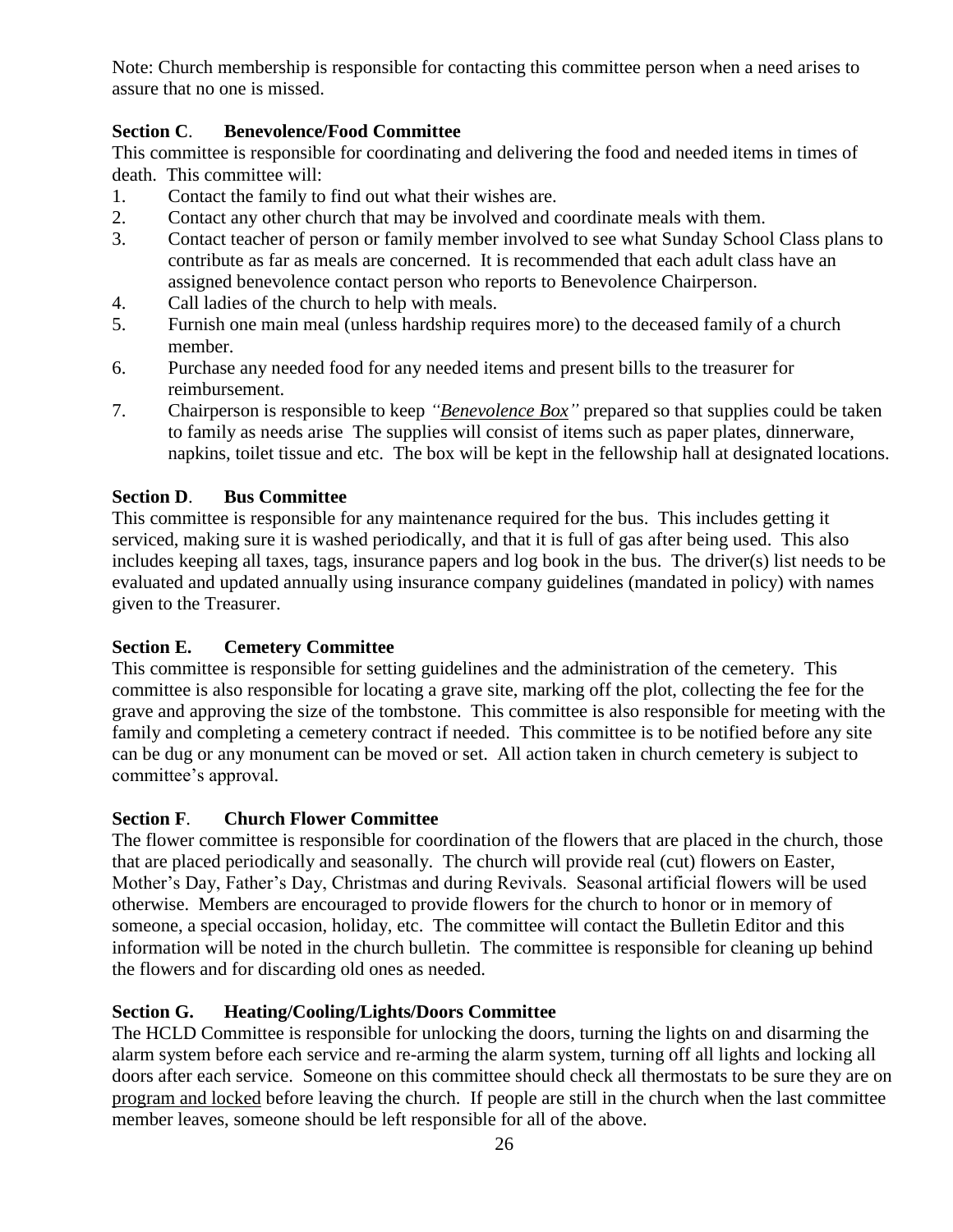Note: Church membership is responsible for contacting this committee person when a need arises to assure that no one is missed.

**Section C**. **Benevolence/Food Committee**

This committee is responsible for coordinating and delivering the food and needed items in times of death. This committee will:

1. Contact the family to find out what their wishes are.
2. Contact any other church that may be involved and coordinate meals with them.
3. Contact teacher of person or family member involved to see what Sunday School Class plans to contribute as far as meals are concerned. It is recommended that each adult class have an assigned benevolence contact person who reports to Benevolence Chairperson.
4. Call ladies of the church to help with meals.
5. Furnish one main meal (unless hardship requires more) to the deceased family of a church member.
6. Purchase any needed food for any needed items and present bills to the treasurer for reimbursement.
7. Chairperson is responsible to keep *"Benevolence Box"* prepared so that supplies could be taken to family as needs arise The supplies will consist of items such as paper plates, dinnerware, napkins, toilet tissue and etc. The box will be kept in the fellowship hall at designated locations.

**Section D**. **Bus Committee**

This committee is responsible for any maintenance required for the bus. This includes getting it serviced, making sure it is washed periodically, and that it is full of gas after being used. This also includes keeping all taxes, tags, insurance papers and log book in the bus. The driver(s) list needs to be evaluated and updated annually using insurance company guidelines (mandated in policy) with names given to the Treasurer.

**Section E.** **Cemetery Committee**

This committee is responsible for setting guidelines and the administration of the cemetery. This committee is also responsible for locating a grave site, marking off the plot, collecting the fee for the grave and approving the size of the tombstone. This committee is also responsible for meeting with the family and completing a cemetery contract if needed. This committee is to be notified before any site can be dug or any monument can be moved or set. All action taken in church cemetery is subject to committee's approval.

**Section F**. **Church Flower Committee**

The flower committee is responsible for coordination of the flowers that are placed in the church, those that are placed periodically and seasonally. The church will provide real (cut) flowers on Easter, Mother's Day, Father's Day, Christmas and during Revivals. Seasonal artificial flowers will be used otherwise. Members are encouraged to provide flowers for the church to honor or in memory of someone, a special occasion, holiday, etc. The committee will contact the Bulletin Editor and this information will be noted in the church bulletin. The committee is responsible for cleaning up behind the flowers and for discarding old ones as needed.

**Section G.** **Heating/Cooling/Lights/Doors Committee**

The HCLD Committee is responsible for unlocking the doors, turning the lights on and disarming the alarm system before each service and re-arming the alarm system, turning off all lights and locking all doors after each service. Someone on this committee should check all thermostats to be sure they are on program and locked before leaving the church. If people are still in the church when the last committee member leaves, someone should be left responsible for all of the above.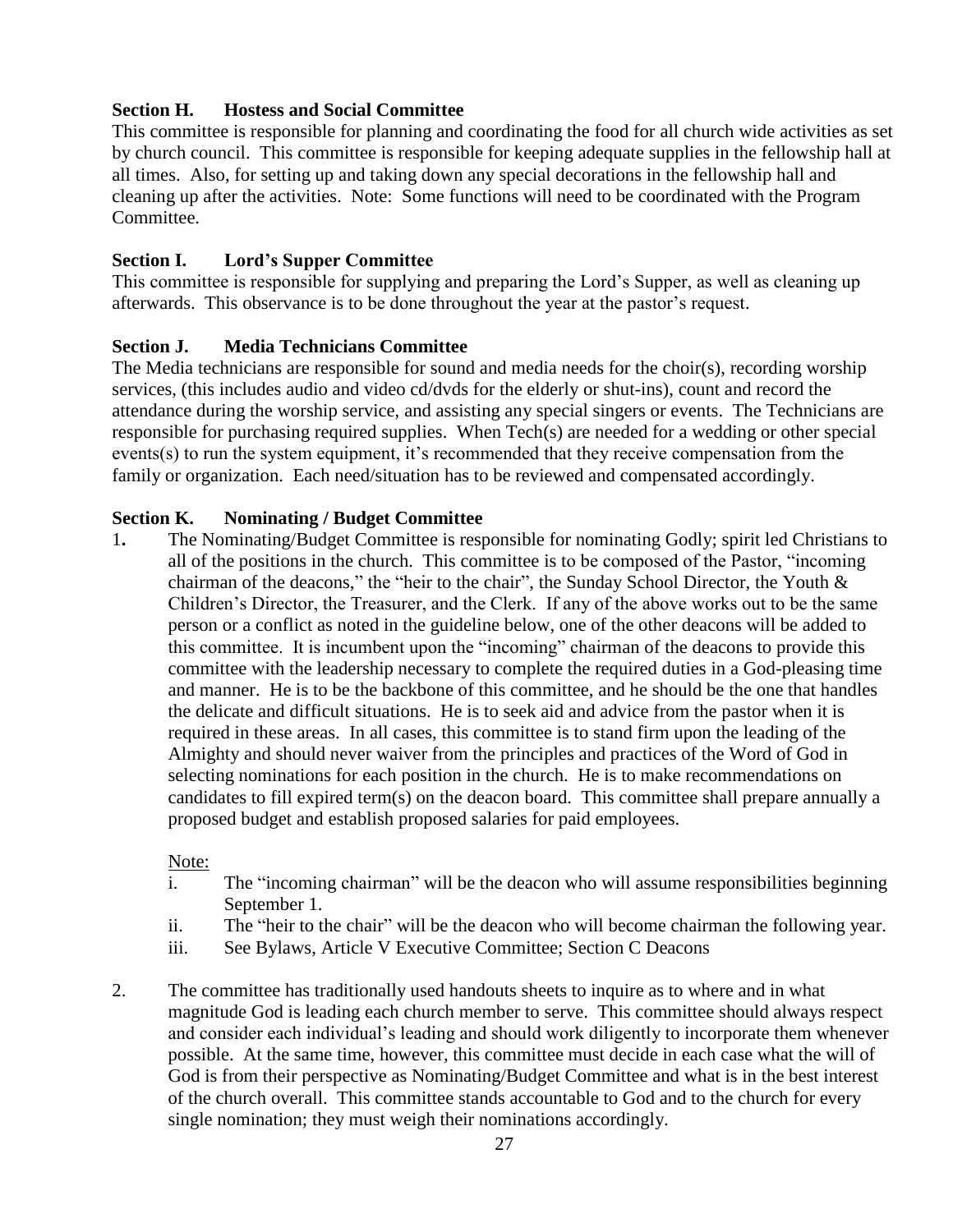### Section H. Hostess and Social Committee

This committee is responsible for planning and coordinating the food for all church wide activities as set by church council. This committee is responsible for keeping adequate supplies in the fellowship hall at all times. Also, for setting up and taking down any special decorations in the fellowship hall and cleaning up after the activities. Note: Some functions will need to be coordinated with the Program Committee.

### Section I. Lord's Supper Committee

This committee is responsible for supplying and preparing the Lord's Supper, as well as cleaning up afterwards. This observance is to be done throughout the year at the pastor's request.

### Section J. Media Technicians Committee

The Media technicians are responsible for sound and media needs for the choir(s), recording worship services, (this includes audio and video cd/dvds for the elderly or shut-ins), count and record the attendance during the worship service, and assisting any special singers or events. The Technicians are responsible for purchasing required supplies. When Tech(s) are needed for a wedding or other special events(s) to run the system equipment, it's recommended that they receive compensation from the family or organization. Each need/situation has to be reviewed and compensated accordingly.

### Section K. Nominating / Budget Committee

1. The Nominating/Budget Committee is responsible for nominating Godly; spirit led Christians to all of the positions in the church. This committee is to be composed of the Pastor, "incoming chairman of the deacons," the "heir to the chair", the Sunday School Director, the Youth & Children's Director, the Treasurer, and the Clerk. If any of the above works out to be the same person or a conflict as noted in the guideline below, one of the other deacons will be added to this committee. It is incumbent upon the "incoming" chairman of the deacons to provide this committee with the leadership necessary to complete the required duties in a God-pleasing time and manner. He is to be the backbone of this committee, and he should be the one that handles the delicate and difficult situations. He is to seek aid and advice from the pastor when it is required in these areas. In all cases, this committee is to stand firm upon the leading of the Almighty and should never waiver from the principles and practices of the Word of God in selecting nominations for each position in the church. He is to make recommendations on candidates to fill expired term(s) on the deacon board. This committee shall prepare annually a proposed budget and establish proposed salaries for paid employees.

   Note:

   i. The "incoming chairman" will be the deacon who will assume responsibilities beginning September 1.

   ii. The "heir to the chair" will be the deacon who will become chairman the following year.

   iii. See Bylaws, Article V Executive Committee; Section C Deacons

2. The committee has traditionally used handouts sheets to inquire as to where and in what magnitude God is leading each church member to serve. This committee should always respect and consider each individual's leading and should work diligently to incorporate them whenever possible. At the same time, however, this committee must decide in each case what the will of God is from their perspective as Nominating/Budget Committee and what is in the best interest of the church overall. This committee stands accountable to God and to the church for every single nomination; they must weigh their nominations accordingly.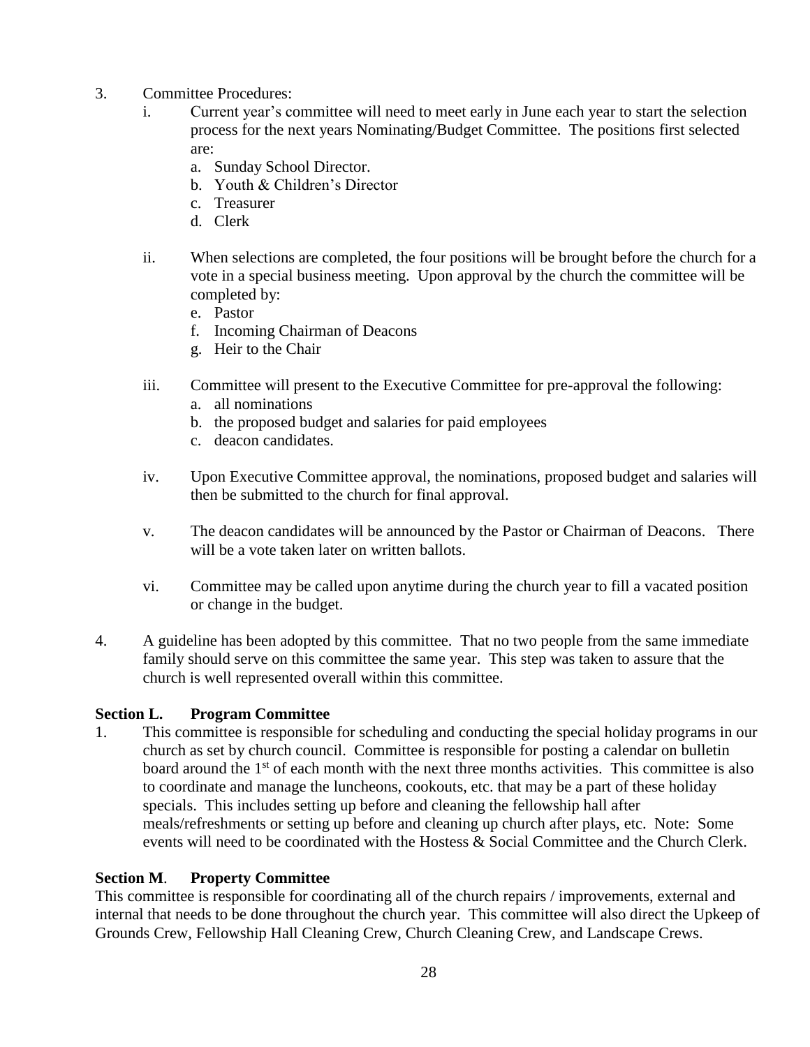3. Committee Procedures:
   - i. Current year's committee will need to meet early in June each year to start the selection process for the next years Nominating/Budget Committee. The positions first selected are:
     - a. Sunday School Director.
     - b. Youth & Children's Director
     - c. Treasurer
     - d. Clerk
   - ii. When selections are completed, the four positions will be brought before the church for a vote in a special business meeting. Upon approval by the church the committee will be completed by:
     - e. Pastor
     - f. Incoming Chairman of Deacons
     - g. Heir to the Chair
   - iii. Committee will present to the Executive Committee for pre-approval the following:
     - a. all nominations
     - b. the proposed budget and salaries for paid employees
     - c. deacon candidates.
   - iv. Upon Executive Committee approval, the nominations, proposed budget and salaries will then be submitted to the church for final approval.
   - v. The deacon candidates will be announced by the Pastor or Chairman of Deacons. There will be a vote taken later on written ballots.
   - vi. Committee may be called upon anytime during the church year to fill a vacated position or change in the budget.

4. A guideline has been adopted by this committee. That no two people from the same immediate family should serve on this committee the same year. This step was taken to assure that the church is well represented overall within this committee.

**Section L. Program Committee**

1. This committee is responsible for scheduling and conducting the special holiday programs in our church as set by church council. Committee is responsible for posting a calendar on bulletin board around the 1st of each month with the next three months activities. This committee is also to coordinate and manage the luncheons, cookouts, etc. that may be a part of these holiday specials. This includes setting up before and cleaning the fellowship hall after meals/refreshments or setting up before and cleaning up church after plays, etc. Note: Some events will need to be coordinated with the Hostess & Social Committee and the Church Clerk.

**Section M. Property Committee**

This committee is responsible for coordinating all of the church repairs / improvements, external and internal that needs to be done throughout the church year. This committee will also direct the Upkeep of Grounds Crew, Fellowship Hall Cleaning Crew, Church Cleaning Crew, and Landscape Crews.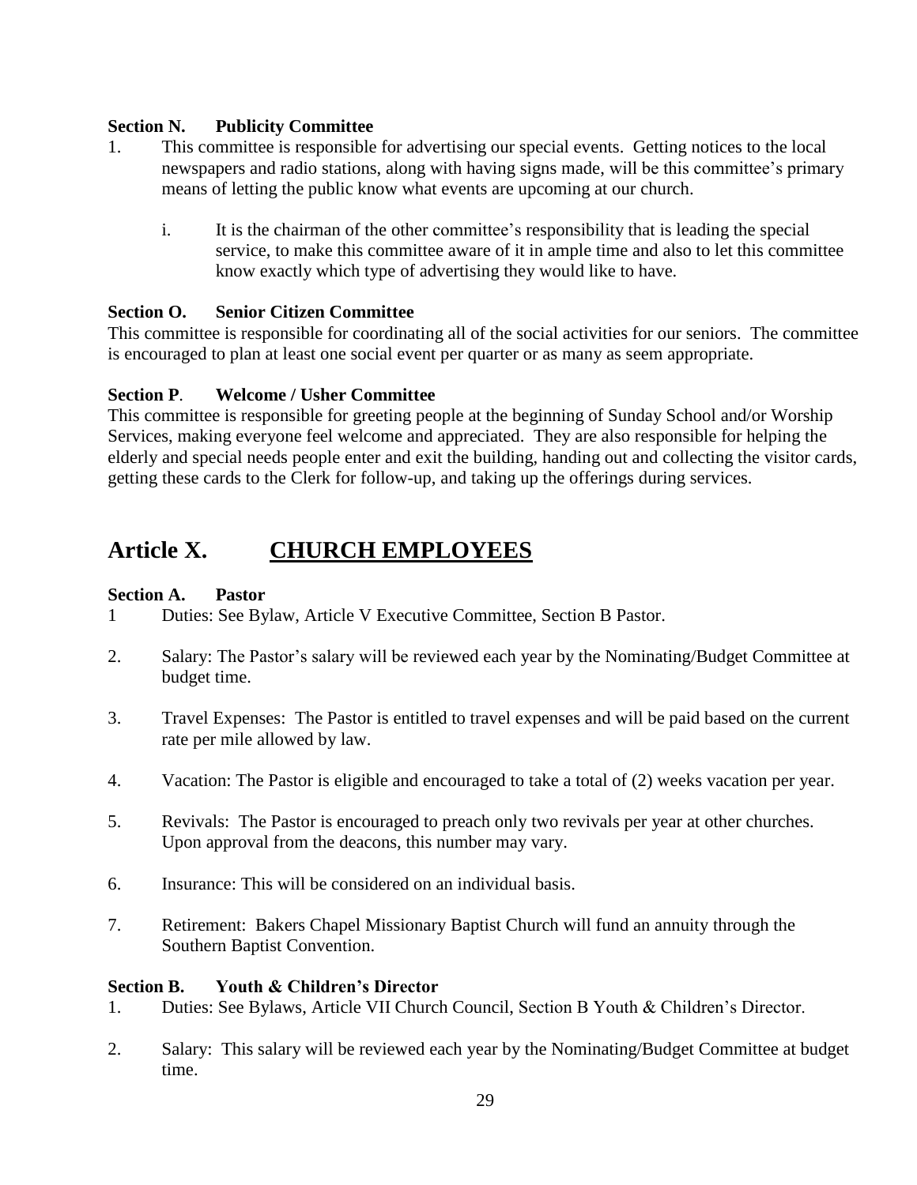### Section N. Publicity Committee

1. This committee is responsible for advertising our special events. Getting notices to the local newspapers and radio stations, along with having signs made, will be this committee's primary means of letting the public know what events are upcoming at our church.

   i. It is the chairman of the other committee's responsibility that is leading the special service, to make this committee aware of it in ample time and also to let this committee know exactly which type of advertising they would like to have.

### Section O. Senior Citizen Committee

This committee is responsible for coordinating all of the social activities for our seniors. The committee is encouraged to plan at least one social event per quarter or as many as seem appropriate.

### Section P. Welcome / Usher Committee

This committee is responsible for greeting people at the beginning of Sunday School and/or Worship Services, making everyone feel welcome and appreciated. They are also responsible for helping the elderly and special needs people enter and exit the building, handing out and collecting the visitor cards, getting these cards to the Clerk for follow-up, and taking up the offerings during services.

## Article X. CHURCH EMPLOYEES

### Section A. Pastor

1 Duties: See Bylaw, Article V Executive Committee, Section B Pastor.

2. Salary: The Pastor's salary will be reviewed each year by the Nominating/Budget Committee at budget time.

3. Travel Expenses: The Pastor is entitled to travel expenses and will be paid based on the current rate per mile allowed by law.

4. Vacation: The Pastor is eligible and encouraged to take a total of (2) weeks vacation per year.

5. Revivals: The Pastor is encouraged to preach only two revivals per year at other churches. Upon approval from the deacons, this number may vary.

6. Insurance: This will be considered on an individual basis.

7. Retirement: Bakers Chapel Missionary Baptist Church will fund an annuity through the Southern Baptist Convention.

### Section B. Youth & Children's Director

1. Duties: See Bylaws, Article VII Church Council, Section B Youth & Children's Director.

2. Salary: This salary will be reviewed each year by the Nominating/Budget Committee at budget time.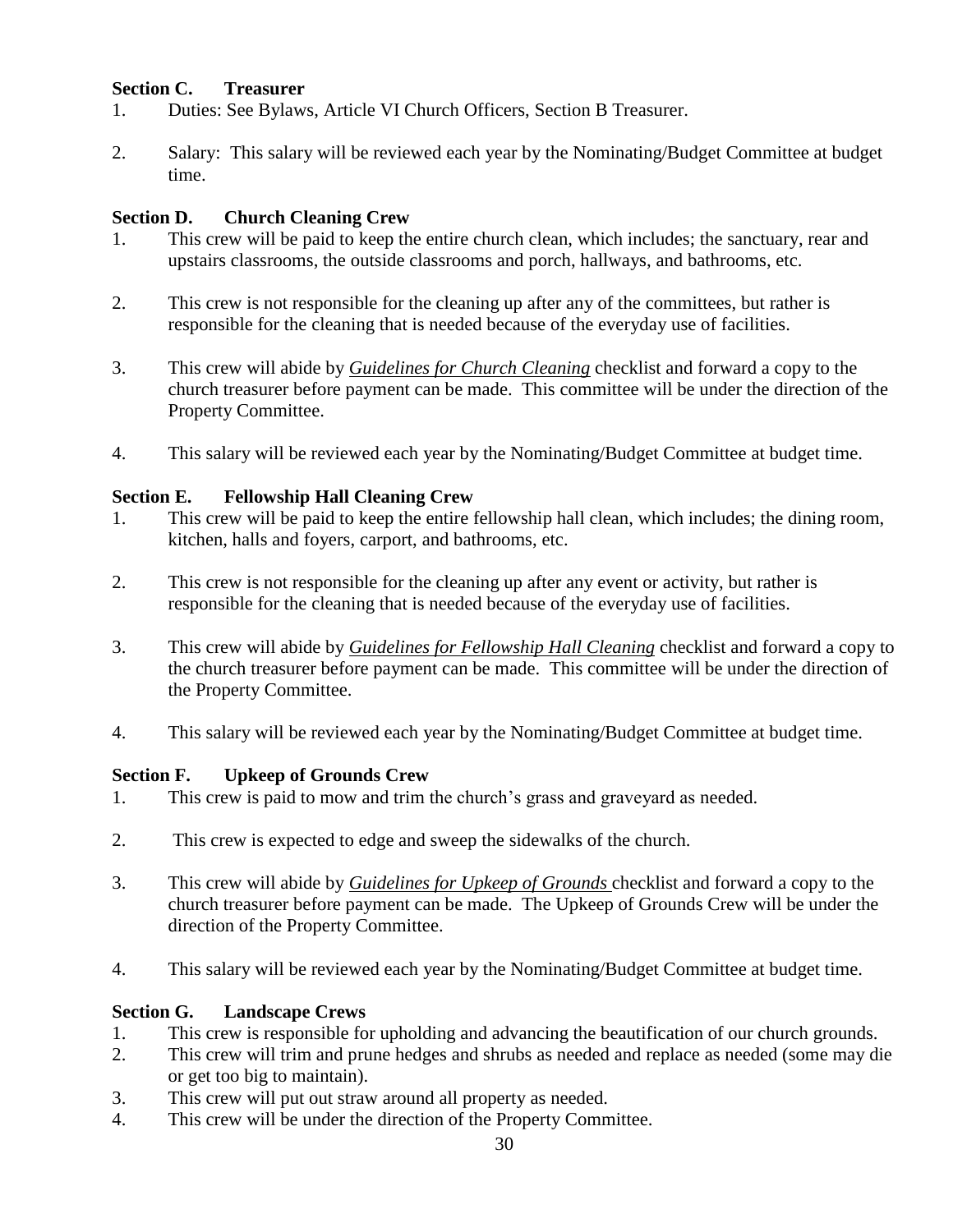### Section C. Treasurer

1. Duties: See Bylaws, Article VI Church Officers, Section B Treasurer.

2. Salary: This salary will be reviewed each year by the Nominating/Budget Committee at budget time.

### Section D. Church Cleaning Crew

1. This crew will be paid to keep the entire church clean, which includes; the sanctuary, rear and upstairs classrooms, the outside classrooms and porch, hallways, and bathrooms, etc.

2. This crew is not responsible for the cleaning up after any of the committees, but rather is responsible for the cleaning that is needed because of the everyday use of facilities.

3. This crew will abide by <u>*Guidelines for Church Cleaning*</u> checklist and forward a copy to the church treasurer before payment can be made. This committee will be under the direction of the Property Committee.

4. This salary will be reviewed each year by the Nominating/Budget Committee at budget time.

### Section E. Fellowship Hall Cleaning Crew

1. This crew will be paid to keep the entire fellowship hall clean, which includes; the dining room, kitchen, halls and foyers, carport, and bathrooms, etc.

2. This crew is not responsible for the cleaning up after any event or activity, but rather is responsible for the cleaning that is needed because of the everyday use of facilities.

3. This crew will abide by <u>*Guidelines for Fellowship Hall Cleaning*</u> checklist and forward a copy to the church treasurer before payment can be made. This committee will be under the direction of the Property Committee.

4. This salary will be reviewed each year by the Nominating/Budget Committee at budget time.

### Section F. Upkeep of Grounds Crew

1. This crew is paid to mow and trim the church's grass and graveyard as needed.

2. This crew is expected to edge and sweep the sidewalks of the church.

3. This crew will abide by <u>*Guidelines for Upkeep of Grounds*</u> checklist and forward a copy to the church treasurer before payment can be made. The Upkeep of Grounds Crew will be under the direction of the Property Committee.

4. This salary will be reviewed each year by the Nominating/Budget Committee at budget time.

### Section G. Landscape Crews

1. This crew is responsible for upholding and advancing the beautification of our church grounds.
2. This crew will trim and prune hedges and shrubs as needed and replace as needed (some may die or get too big to maintain).
3. This crew will put out straw around all property as needed.
4. This crew will be under the direction of the Property Committee.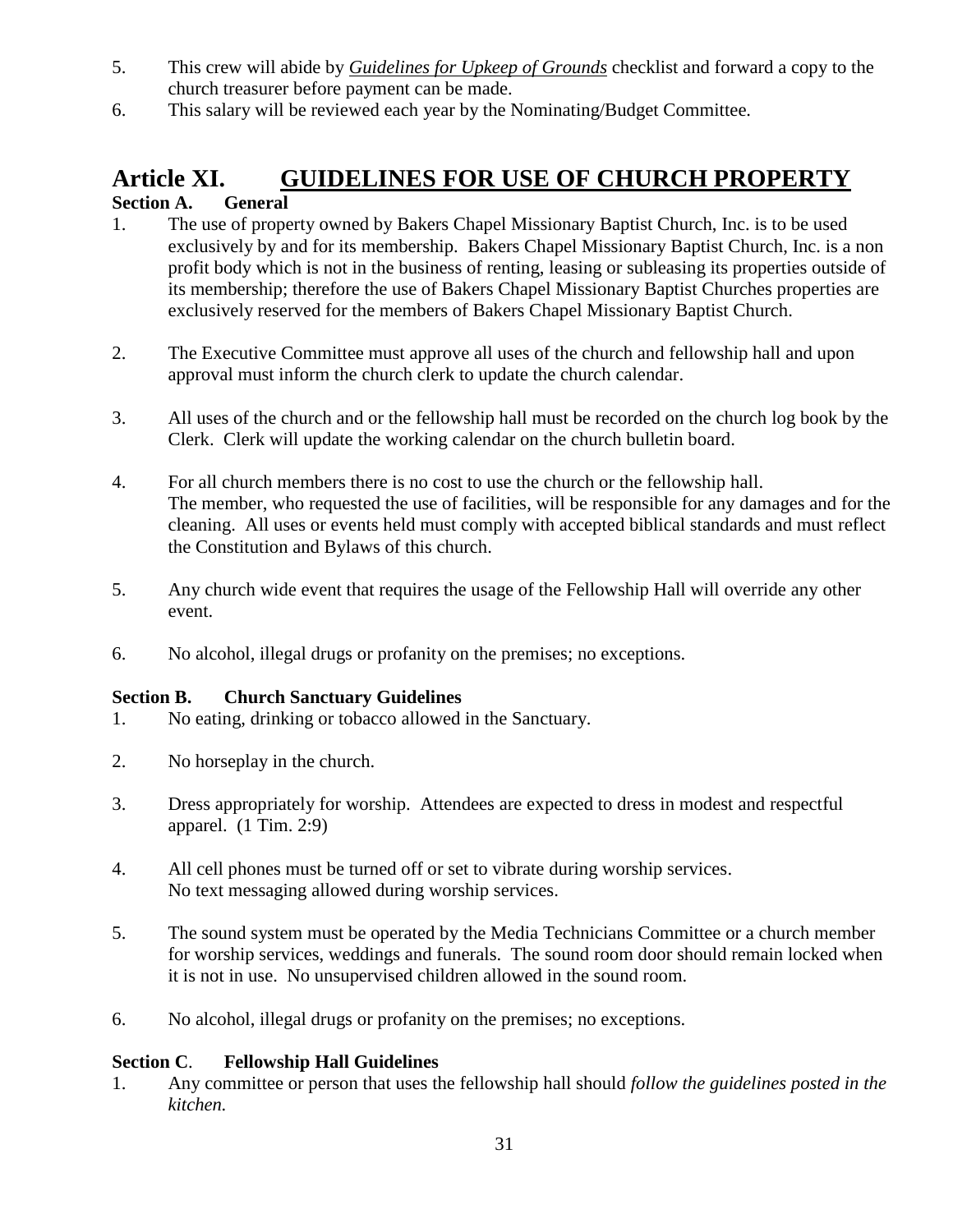5. This crew will abide by ***Guidelines for Upkeep of Grounds*** checklist and forward a copy to the church treasurer before payment can be made.
6. This salary will be reviewed each year by the Nominating/Budget Committee.

# Article XI. GUIDELINES FOR USE OF CHURCH PROPERTY

### Section A. General

1. The use of property owned by Bakers Chapel Missionary Baptist Church, Inc. is to be used exclusively by and for its membership. Bakers Chapel Missionary Baptist Church, Inc. is a non profit body which is not in the business of renting, leasing or subleasing its properties outside of its membership; therefore the use of Bakers Chapel Missionary Baptist Churches properties are exclusively reserved for the members of Bakers Chapel Missionary Baptist Church.

2. The Executive Committee must approve all uses of the church and fellowship hall and upon approval must inform the church clerk to update the church calendar.

3. All uses of the church and or the fellowship hall must be recorded on the church log book by the Clerk. Clerk will update the working calendar on the church bulletin board.

4. For all church members there is no cost to use the church or the fellowship hall. The member, who requested the use of facilities, will be responsible for any damages and for the cleaning. All uses or events held must comply with accepted biblical standards and must reflect the Constitution and Bylaws of this church.

5. Any church wide event that requires the usage of the Fellowship Hall will override any other event.

6. No alcohol, illegal drugs or profanity on the premises; no exceptions.

### Section B. Church Sanctuary Guidelines

1. No eating, drinking or tobacco allowed in the Sanctuary.

2. No horseplay in the church.

3. Dress appropriately for worship. Attendees are expected to dress in modest and respectful apparel. (1 Tim. 2:9)

4. All cell phones must be turned off or set to vibrate during worship services. No text messaging allowed during worship services.

5. The sound system must be operated by the Media Technicians Committee or a church member for worship services, weddings and funerals. The sound room door should remain locked when it is not in use. No unsupervised children allowed in the sound room.

6. No alcohol, illegal drugs or profanity on the premises; no exceptions.

### Section C. Fellowship Hall Guidelines

1. Any committee or person that uses the fellowship hall should *follow the guidelines posted in the kitchen.*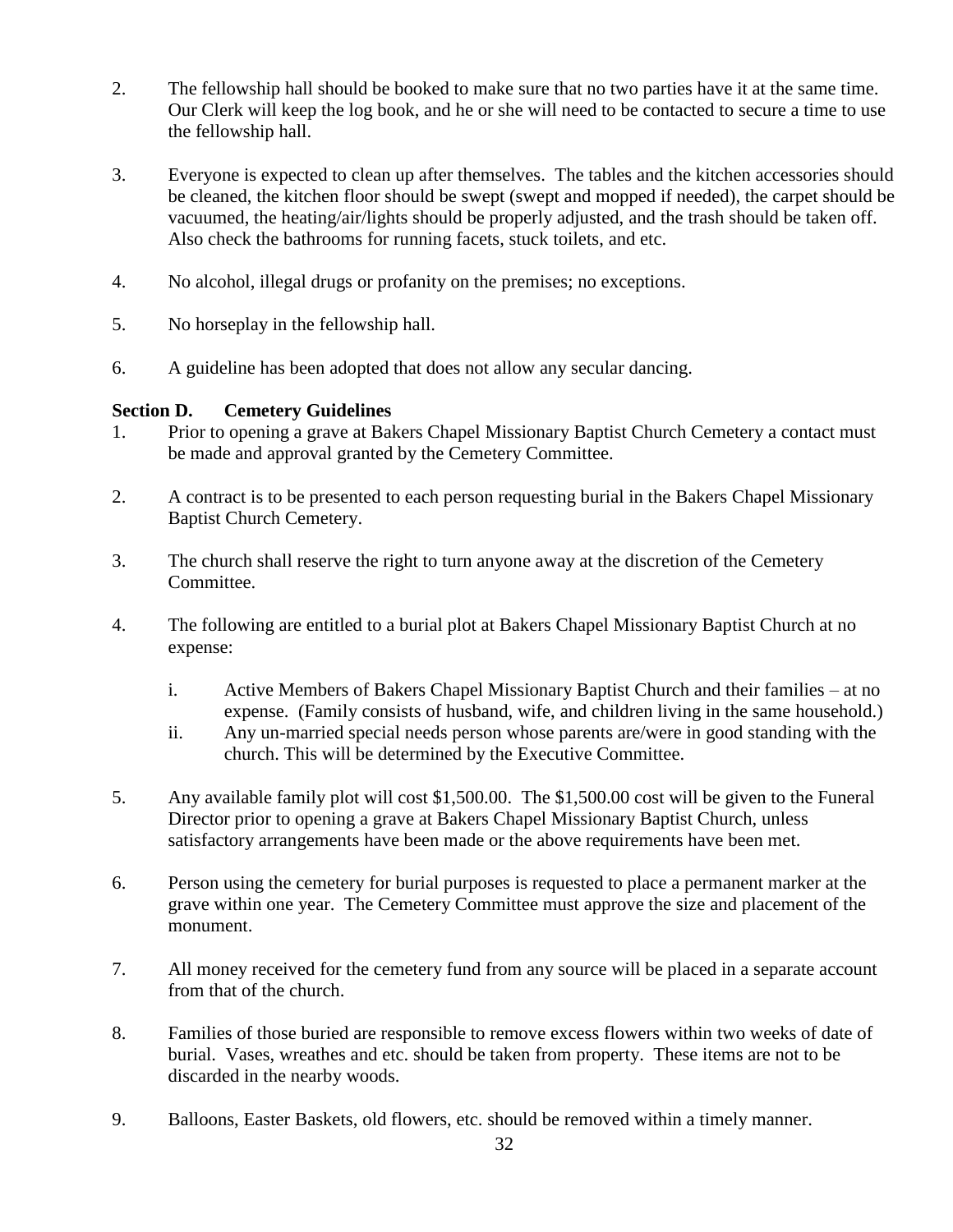2. The fellowship hall should be booked to make sure that no two parties have it at the same time. Our Clerk will keep the log book, and he or she will need to be contacted to secure a time to use the fellowship hall.

3. Everyone is expected to clean up after themselves. The tables and the kitchen accessories should be cleaned, the kitchen floor should be swept (swept and mopped if needed), the carpet should be vacuumed, the heating/air/lights should be properly adjusted, and the trash should be taken off. Also check the bathrooms for running facets, stuck toilets, and etc.

4. No alcohol, illegal drugs or profanity on the premises; no exceptions.

5. No horseplay in the fellowship hall.

6. A guideline has been adopted that does not allow any secular dancing.

**Section D. Cemetery Guidelines**

1. Prior to opening a grave at Bakers Chapel Missionary Baptist Church Cemetery a contact must be made and approval granted by the Cemetery Committee.

2. A contract is to be presented to each person requesting burial in the Bakers Chapel Missionary Baptist Church Cemetery.

3. The church shall reserve the right to turn anyone away at the discretion of the Cemetery Committee.

4. The following are entitled to a burial plot at Bakers Chapel Missionary Baptist Church at no expense:

   i. Active Members of Bakers Chapel Missionary Baptist Church and their families – at no expense. (Family consists of husband, wife, and children living in the same household.)
   
   ii. Any un-married special needs person whose parents are/were in good standing with the church. This will be determined by the Executive Committee.

5. Any available family plot will cost $1,500.00. The $1,500.00 cost will be given to the Funeral Director prior to opening a grave at Bakers Chapel Missionary Baptist Church, unless satisfactory arrangements have been made or the above requirements have been met.

6. Person using the cemetery for burial purposes is requested to place a permanent marker at the grave within one year. The Cemetery Committee must approve the size and placement of the monument.

7. All money received for the cemetery fund from any source will be placed in a separate account from that of the church.

8. Families of those buried are responsible to remove excess flowers within two weeks of date of burial. Vases, wreathes and etc. should be taken from property. These items are not to be discarded in the nearby woods.

9. Balloons, Easter Baskets, old flowers, etc. should be removed within a timely manner.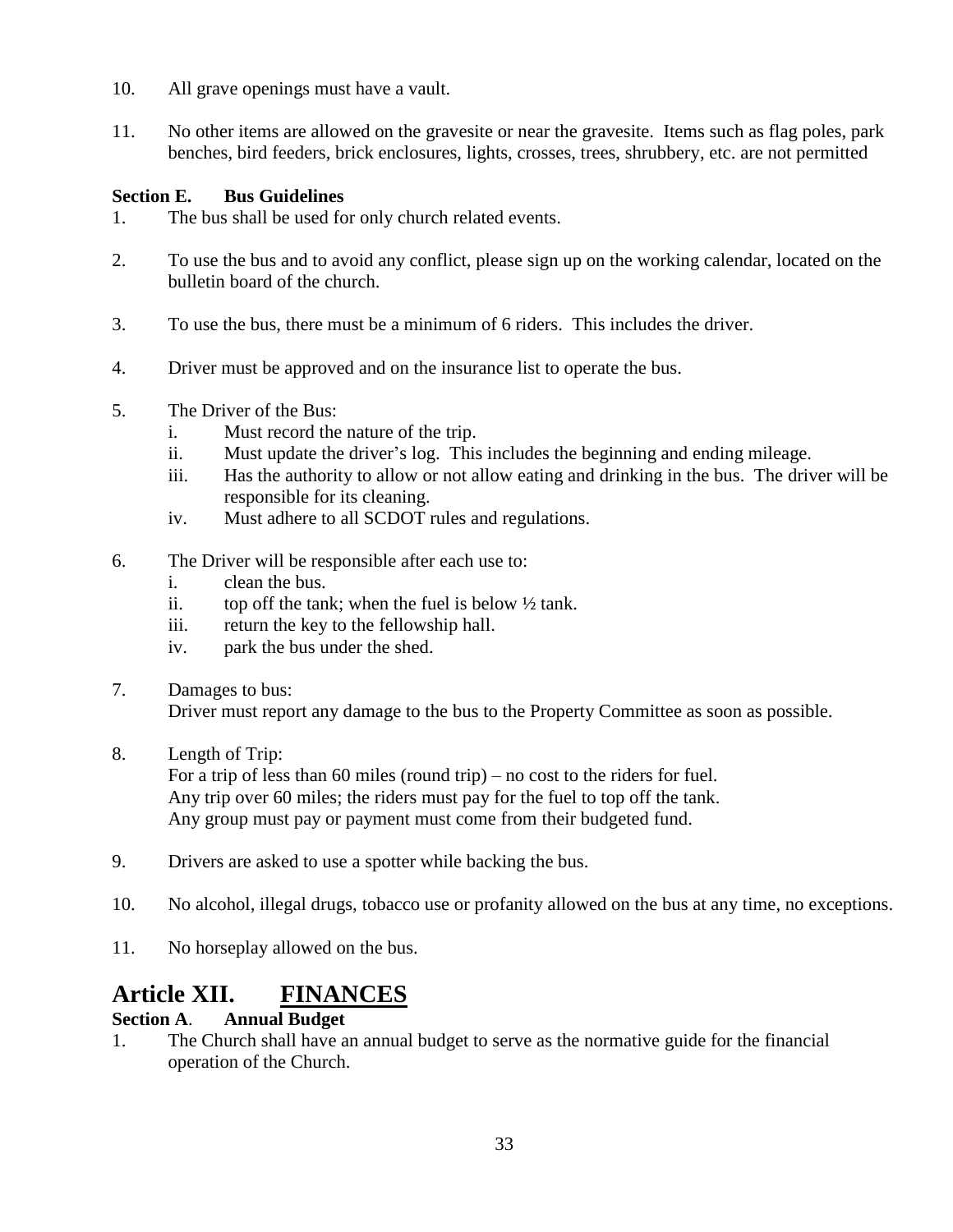10. All grave openings must have a vault.

11. No other items are allowed on the gravesite or near the gravesite. Items such as flag poles, park benches, bird feeders, brick enclosures, lights, crosses, trees, shrubbery, etc. are not permitted

**Section E. Bus Guidelines**

1. The bus shall be used for only church related events.

2. To use the bus and to avoid any conflict, please sign up on the working calendar, located on the bulletin board of the church.

3. To use the bus, there must be a minimum of 6 riders. This includes the driver.

4. Driver must be approved and on the insurance list to operate the bus.

5. The Driver of the Bus:
   - i. Must record the nature of the trip.
   - ii. Must update the driver's log. This includes the beginning and ending mileage.
   - iii. Has the authority to allow or not allow eating and drinking in the bus. The driver will be responsible for its cleaning.
   - iv. Must adhere to all SCDOT rules and regulations.

6. The Driver will be responsible after each use to:
   - i. clean the bus.
   - ii. top off the tank; when the fuel is below ½ tank.
   - iii. return the key to the fellowship hall.
   - iv. park the bus under the shed.

7. Damages to bus:
   Driver must report any damage to the bus to the Property Committee as soon as possible.

8. Length of Trip:
   For a trip of less than 60 miles (round trip) – no cost to the riders for fuel.
   Any trip over 60 miles; the riders must pay for the fuel to top off the tank.
   Any group must pay or payment must come from their budgeted fund.

9. Drivers are asked to use a spotter while backing the bus.

10. No alcohol, illegal drugs, tobacco use or profanity allowed on the bus at any time, no exceptions.

11. No horseplay allowed on the bus.

# Article XII. FINANCES

**Section A. Annual Budget**

1. The Church shall have an annual budget to serve as the normative guide for the financial operation of the Church.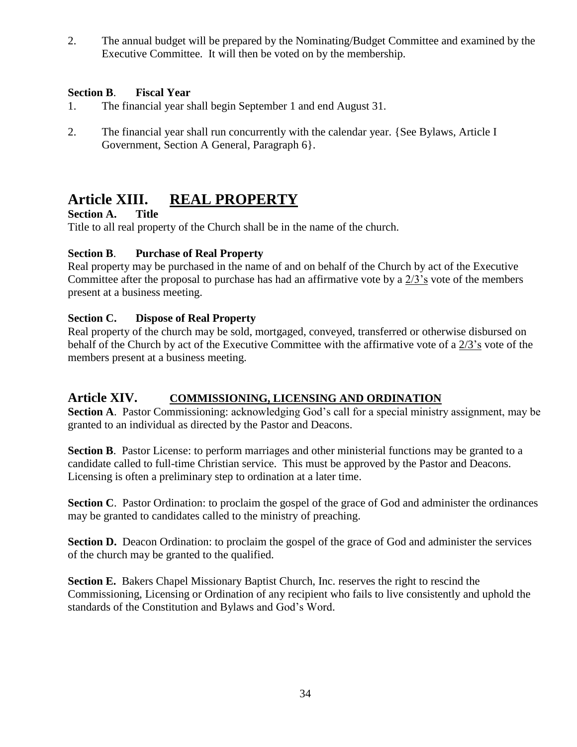2. The annual budget will be prepared by the Nominating/Budget Committee and examined by the Executive Committee. It will then be voted on by the membership.

**Section B**. **Fiscal Year**

1. The financial year shall begin September 1 and end August 31.

2. The financial year shall run concurrently with the calendar year. {See Bylaws, Article I Government, Section A General, Paragraph 6}.

# Article XIII. <u>REAL PROPERTY</u>

**Section A. Title**

Title to all real property of the Church shall be in the name of the church.

**Section B**. **Purchase of Real Property**

Real property may be purchased in the name of and on behalf of the Church by act of the Executive Committee after the proposal to purchase has had an affirmative vote by a <u>2/3's</u> vote of the members present at a business meeting.

**Section C. Dispose of Real Property**

Real property of the church may be sold, mortgaged, conveyed, transferred or otherwise disbursed on behalf of the Church by act of the Executive Committee with the affirmative vote of a <u>2/3's</u> vote of the members present at a business meeting.

## Article XIV. <u>COMMISSIONING, LICENSING AND ORDINATION</u>

**Section A**. Pastor Commissioning: acknowledging God's call for a special ministry assignment, may be granted to an individual as directed by the Pastor and Deacons.

**Section B**. Pastor License: to perform marriages and other ministerial functions may be granted to a candidate called to full-time Christian service. This must be approved by the Pastor and Deacons. Licensing is often a preliminary step to ordination at a later time.

**Section C**. Pastor Ordination: to proclaim the gospel of the grace of God and administer the ordinances may be granted to candidates called to the ministry of preaching.

**Section D.** Deacon Ordination: to proclaim the gospel of the grace of God and administer the services of the church may be granted to the qualified.

**Section E.** Bakers Chapel Missionary Baptist Church, Inc. reserves the right to rescind the Commissioning, Licensing or Ordination of any recipient who fails to live consistently and uphold the standards of the Constitution and Bylaws and God's Word.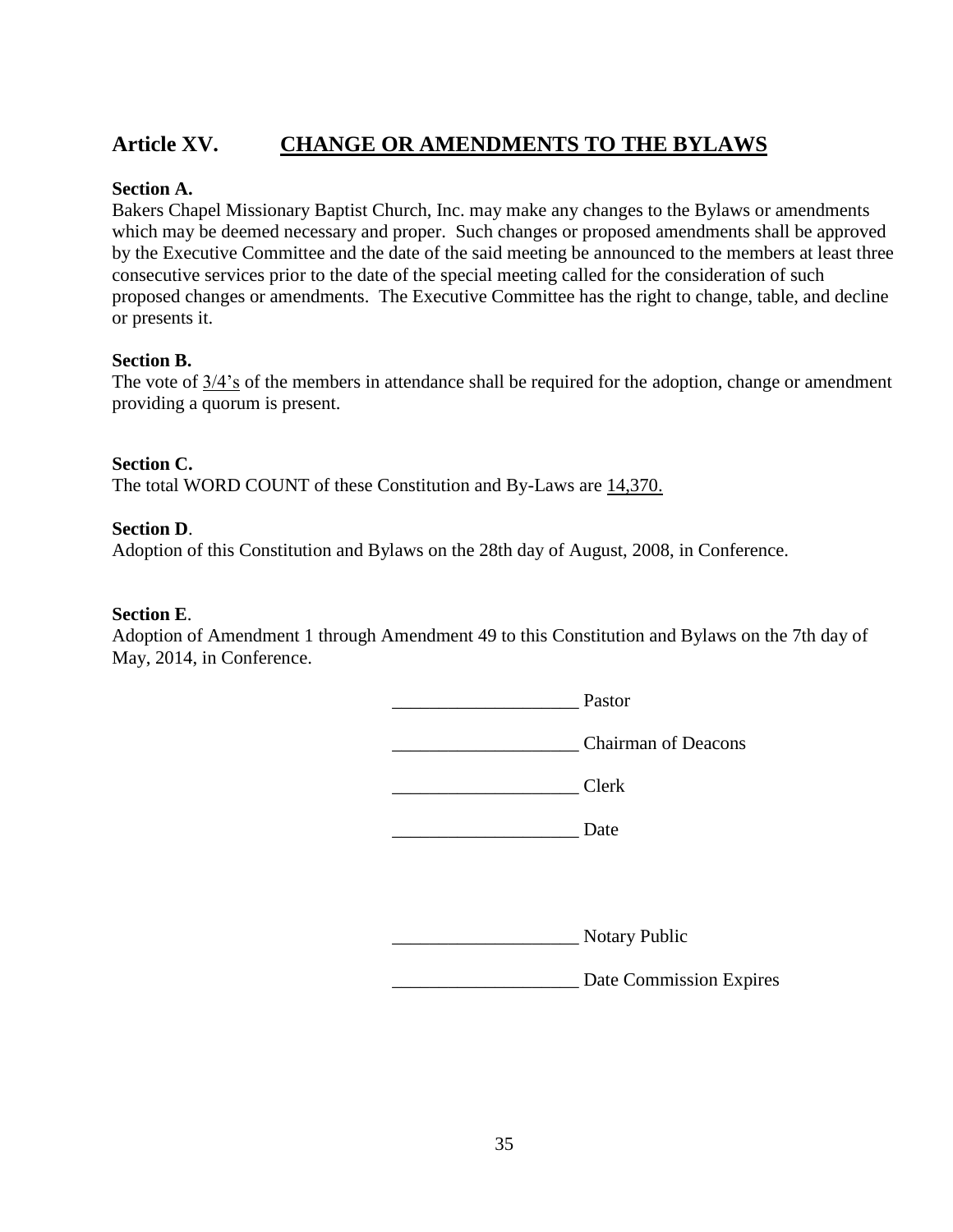## Article XV. CHANGE OR AMENDMENTS TO THE BYLAWS

**Section A.**
Bakers Chapel Missionary Baptist Church, Inc. may make any changes to the Bylaws or amendments which may be deemed necessary and proper. Such changes or proposed amendments shall be approved by the Executive Committee and the date of the said meeting be announced to the members at least three consecutive services prior to the date of the special meeting called for the consideration of such proposed changes or amendments. The Executive Committee has the right to change, table, and decline or presents it.

**Section B.**
The vote of 3/4's of the members in attendance shall be required for the adoption, change or amendment providing a quorum is present.

**Section C.**
The total WORD COUNT of these Constitution and By-Laws are 14,370.

**Section D**.
Adoption of this Constitution and Bylaws on the 28th day of August, 2008, in Conference.

**Section E**.
Adoption of Amendment 1 through Amendment 49 to this Constitution and Bylaws on the 7th day of May, 2014, in Conference.

____________________ Pastor

____________________ Chairman of Deacons

____________________ Clerk

____________________ Date

____________________ Notary Public

____________________ Date Commission Expires